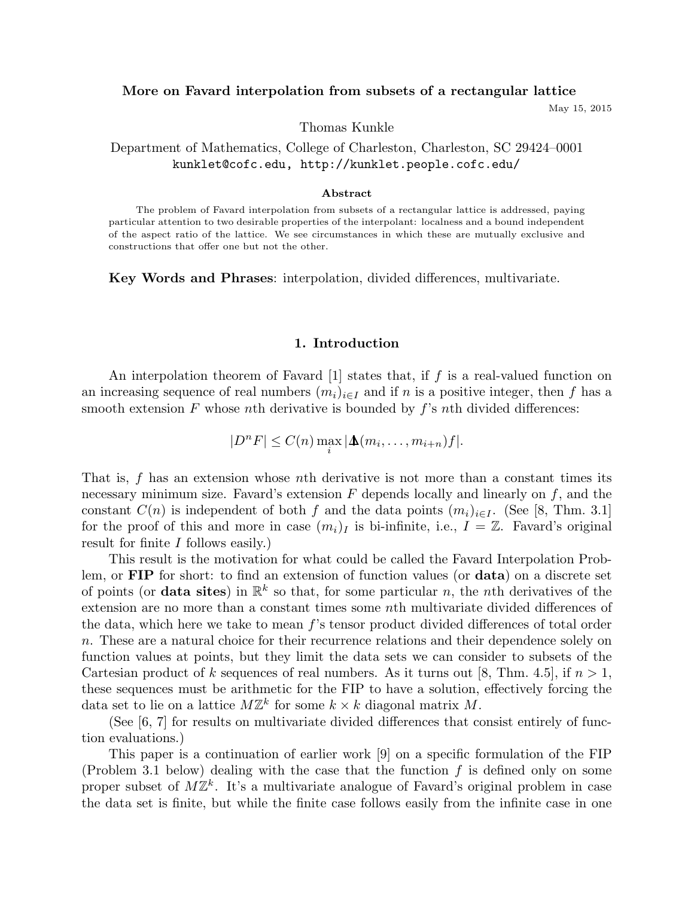# More on Favard interpolation from subsets of a rectangular lattice

May 15, 2015

Thomas Kunkle

Department of Mathematics, College of Charleston, Charleston, SC 29424–0001
kunklet@cofc.edu, http://kunklet.people.cofc.edu/

### Abstract

The problem of Favard interpolation from subsets of a rectangular lattice is addressed, paying particular attention to two desirable properties of the interpolant: localness and a bound independent of the aspect ratio of the lattice. We see circumstances in which these are mutually exclusive and constructions that offer one but not the other.

**Key Words and Phrases**: interpolation, divided differences, multivariate.

## 1. Introduction

An interpolation theorem of Favard [1] states that, if $f$ is a real-valued function on an increasing sequence of real numbers $(m_i)_{i \in I}$ and if $n$ is a positive integer, then $f$ has a smooth extension $F$ whose $n$th derivative is bounded by $f$'s $n$th divided differences:

$$|D^n F| \le C(n) \max_i |\Delta(m_i, \ldots, m_{i+n}) f|.$$

That is, $f$ has an extension whose $n$th derivative is not more than a constant times its necessary minimum size. Favard's extension $F$ depends locally and linearly on $f$, and the constant $C(n)$ is independent of both $f$ and the data points $(m_i)_{i \in I}$. (See [8, Thm. 3.1] for the proof of this and more in case $(m_i)_I$ is bi-infinite, i.e., $I = \mathbb{Z}$. Favard's original result for finite $I$ follows easily.)

This result is the motivation for what could be called the Favard Interpolation Problem, or **FIP** for short: to find an extension of function values (or **data**) on a discrete set of points (or **data sites**) in $\mathbb{R}^k$ so that, for some particular $n$, the $n$th derivatives of the extension are no more than a constant times some $n$th multivariate divided differences of the data, which here we take to mean $f$'s tensor product divided differences of total order $n$. These are a natural choice for their recurrence relations and their dependence solely on function values at points, but they limit the data sets we can consider to subsets of the Cartesian product of $k$ sequences of real numbers. As it turns out [8, Thm. 4.5], if $n > 1$, these sequences must be arithmetic for the FIP to have a solution, effectively forcing the data set to lie on a lattice $M\mathbb{Z}^k$ for some $k \times k$ diagonal matrix $M$.

(See [6, 7] for results on multivariate divided differences that consist entirely of function evaluations.)

This paper is a continuation of earlier work [9] on a specific formulation of the FIP (Problem 3.1 below) dealing with the case that the function $f$ is defined only on some proper subset of $M\mathbb{Z}^k$. It's a multivariate analogue of Favard's original problem in case the data set is finite, but while the finite case follows easily from the infinite case in one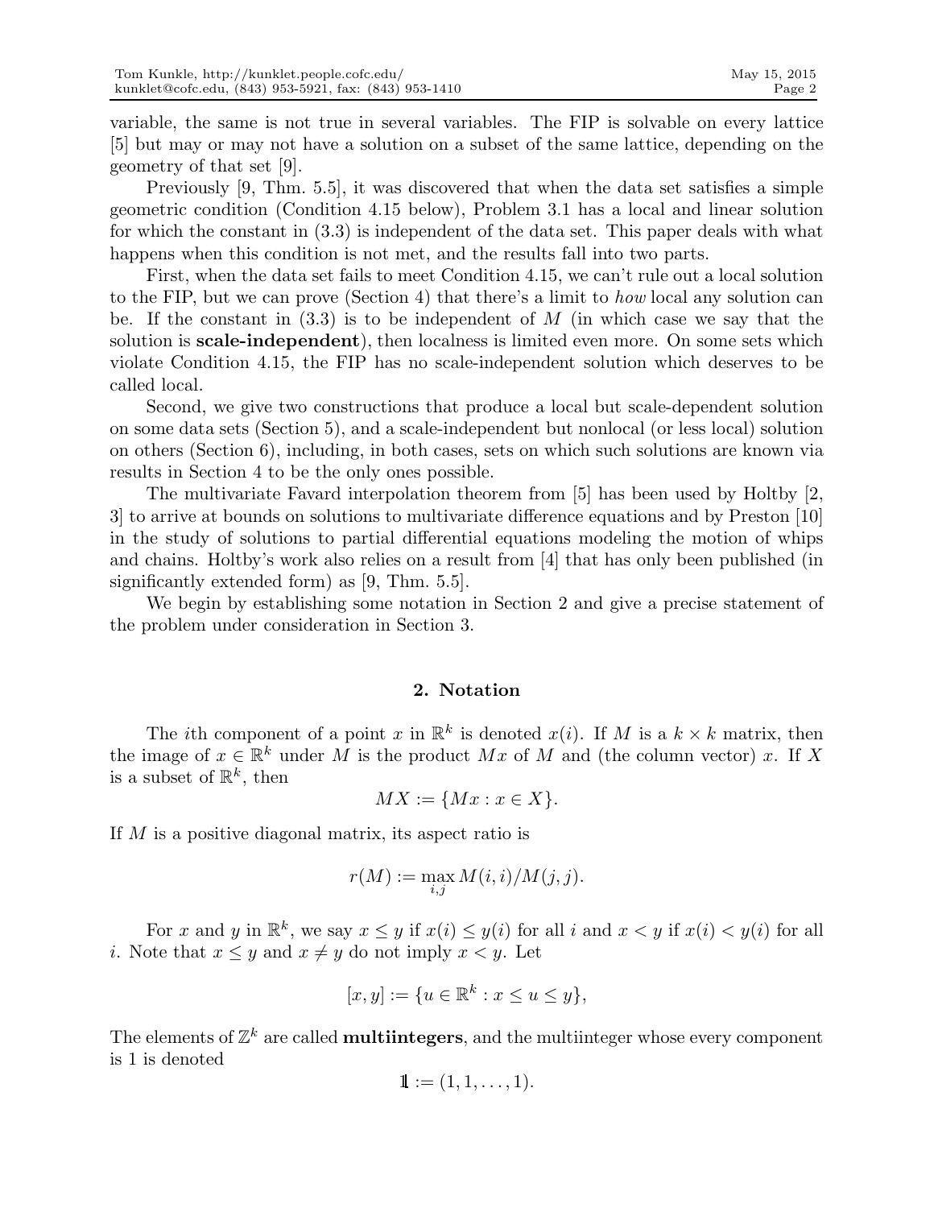variable, the same is not true in several variables. The FIP is solvable on every lattice [5] but may or may not have a solution on a subset of the same lattice, depending on the geometry of that set [9].

Previously [9, Thm. 5.5], it was discovered that when the data set satisfies a simple geometric condition (Condition 4.15 below), Problem 3.1 has a local and linear solution for which the constant in (3.3) is independent of the data set. This paper deals with what happens when this condition is not met, and the results fall into two parts.

First, when the data set fails to meet Condition 4.15, we can't rule out a local solution to the FIP, but we can prove (Section 4) that there's a limit to *how* local any solution can be. If the constant in (3.3) is to be independent of $M$ (in which case we say that the solution is **scale-independent**), then localness is limited even more. On some sets which violate Condition 4.15, the FIP has no scale-independent solution which deserves to be called local.

Second, we give two constructions that produce a local but scale-dependent solution on some data sets (Section 5), and a scale-independent but nonlocal (or less local) solution on others (Section 6), including, in both cases, sets on which such solutions are known via results in Section 4 to be the only ones possible.

The multivariate Favard interpolation theorem from [5] has been used by Holtby [2, 3] to arrive at bounds on solutions to multivariate difference equations and by Preston [10] in the study of solutions to partial differential equations modeling the motion of whips and chains. Holtby's work also relies on a result from [4] that has only been published (in significantly extended form) as [9, Thm. 5.5].

We begin by establishing some notation in Section 2 and give a precise statement of the problem under consideration in Section 3.

## 2. Notation

The $i$th component of a point $x$ in $\mathbb{R}^k$ is denoted $x(i)$. If $M$ is a $k \times k$ matrix, then the image of $x \in \mathbb{R}^k$ under $M$ is the product $Mx$ of $M$ and (the column vector) $x$. If $X$ is a subset of $\mathbb{R}^k$, then

$$MX := \{Mx : x \in X\}.$$

If $M$ is a positive diagonal matrix, its aspect ratio is

$$r(M) := \max_{i,j} M(i,i)/M(j,j).$$

For $x$ and $y$ in $\mathbb{R}^k$, we say $x \leq y$ if $x(i) \leq y(i)$ for all $i$ and $x < y$ if $x(i) < y(i)$ for all $i$. Note that $x \leq y$ and $x \neq y$ do not imply $x < y$. Let

$$[x, y] := \{u \in \mathbb{R}^k : x \leq u \leq y\},$$

The elements of $\mathbb{Z}^k$ are called **multiintegers**, and the multiinteger whose every component is 1 is denoted

$$\mathbb{1} := (1, 1, \ldots, 1).$$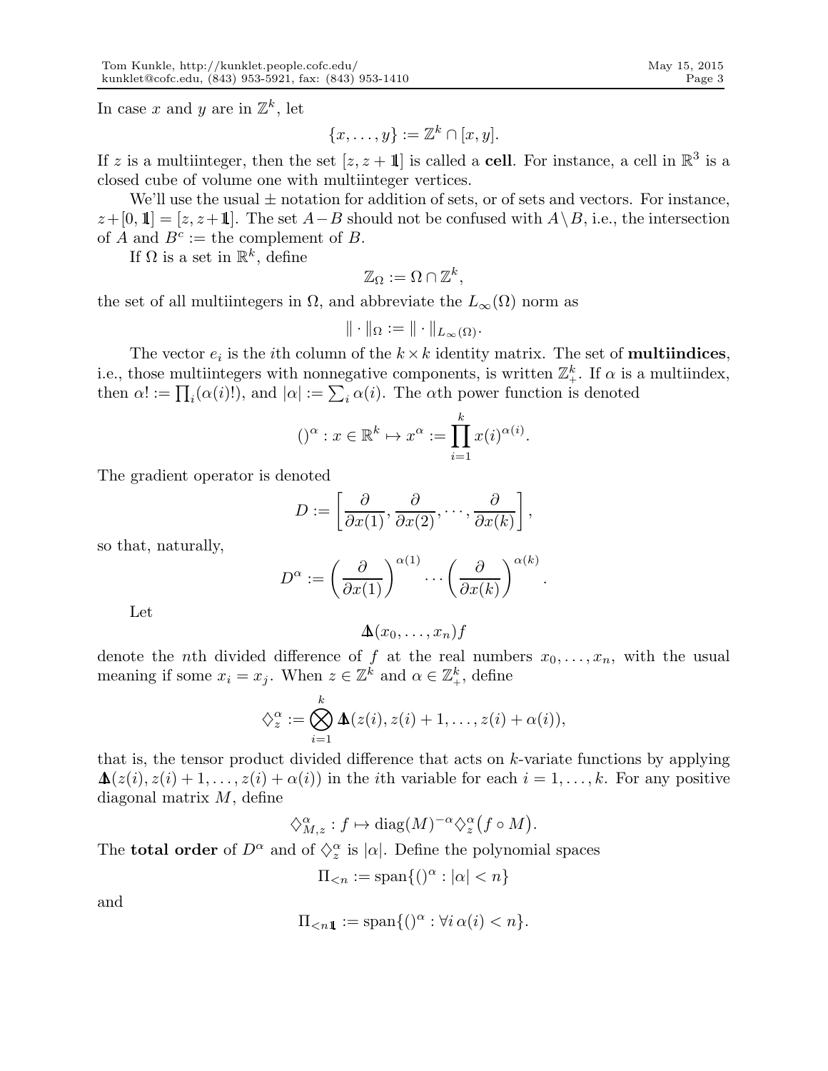In case $x$ and $y$ are in $\mathbb{Z}^k$, let

$$\{x, \dots, y\} := \mathbb{Z}^k \cap [x, y].$$

If $z$ is a multiinteger, then the set $[z, z + \mathbb{1}]$ is called a **cell**. For instance, a cell in $\mathbb{R}^3$ is a closed cube of volume one with multiinteger vertices.

We'll use the usual $\pm$ notation for addition of sets, or of sets and vectors. For instance, $z + [0, \mathbb{1}] = [z, z + \mathbb{1}]$. The set $A - B$ should not be confused with $A \backslash B$, i.e., the intersection of $A$ and $B^c :=$ the complement of $B$.

If $\Omega$ is a set in $\mathbb{R}^k$, define

$$\mathbb{Z}_\Omega := \Omega \cap \mathbb{Z}^k,$$

the set of all multiintegers in $\Omega$, and abbreviate the $L_\infty(\Omega)$ norm as

$$\| \cdot \|_\Omega := \| \cdot \|_{L_\infty(\Omega)}.$$

The vector $e_i$ is the $i$th column of the $k \times k$ identity matrix. The set of **multiindices**, i.e., those multiintegers with nonnegative components, is written $\mathbb{Z}^k_+$. If $\alpha$ is a multiindex, then $\alpha! := \prod_i (\alpha(i)!)$, and $|\alpha| := \sum_i \alpha(i)$. The $\alpha$th power function is denoted

$$()^\alpha : x \in \mathbb{R}^k \mapsto x^\alpha := \prod_{i=1}^{k} x(i)^{\alpha(i)}.$$

The gradient operator is denoted

$$D := \left[ \frac{\partial}{\partial x(1)}, \frac{\partial}{\partial x(2)}, \cdots, \frac{\partial}{\partial x(k)} \right],$$

so that, naturally,

$$D^\alpha := \left( \frac{\partial}{\partial x(1)} \right)^{\alpha(1)} \cdots \left( \frac{\partial}{\partial x(k)} \right)^{\alpha(k)}.$$

Let

$$\Delta\!\!\!\!\Delta(x_0, \dots, x_n) f$$

denote the $n$th divided difference of $f$ at the real numbers $x_0, \dots, x_n$, with the usual meaning if some $x_i = x_j$. When $z \in \mathbb{Z}^k$ and $\alpha \in \mathbb{Z}^k_+$, define

$$\diamondsuit^\alpha_z := \bigotimes_{i=1}^{k} \Delta\!\!\!\!\Delta(z(i), z(i) + 1, \dots, z(i) + \alpha(i)),$$

that is, the tensor product divided difference that acts on $k$-variate functions by applying $\Delta\!\!\!\!\Delta(z(i), z(i) + 1, \dots, z(i) + \alpha(i))$ in the $i$th variable for each $i = 1, \dots, k$. For any positive diagonal matrix $M$, define

$$\diamondsuit^\alpha_{M,z} : f \mapsto \operatorname{diag}(M)^{-\alpha} \diamondsuit^\alpha_z \big( f \circ M \big).$$

The **total order** of $D^\alpha$ and of $\diamondsuit^\alpha_z$ is $|\alpha|$. Define the polynomial spaces

$$\Pi_{<n} := \operatorname{span}\{ ()^\alpha : |\alpha| < n \}$$

and

$$\Pi_{<n\mathbb{1}} := \operatorname{span}\{ ()^\alpha : \forall i \, \alpha(i) < n \}.$$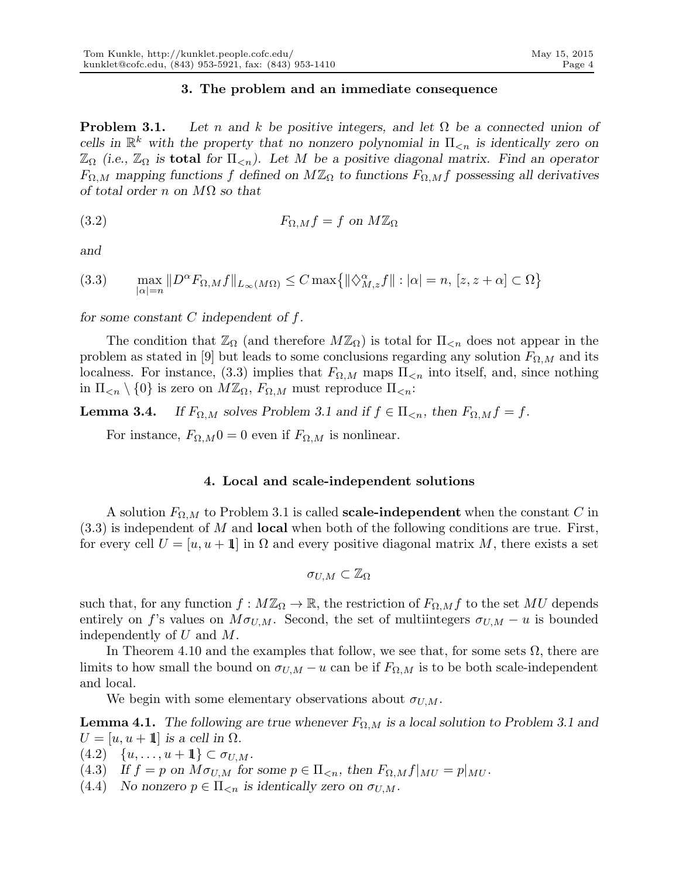### 3. The problem and an immediate consequence

**Problem 3.1.** *Let $n$ and $k$ be positive integers, and let $\Omega$ be a connected union of cells in $\mathbb{R}^k$ with the property that no nonzero polynomial in $\Pi_{<n}$ is identically zero on $\mathbb{Z}_\Omega$ (i.e., $\mathbb{Z}_\Omega$ is* **total** *for $\Pi_{<n}$). Let $M$ be a positive diagonal matrix. Find an operator $F_{\Omega,M}$ mapping functions $f$ defined on $M\mathbb{Z}_\Omega$ to functions $F_{\Omega,M}f$ possessing all derivatives of total order $n$ on $M\Omega$ so that*

$$F_{\Omega,M}f = f \text{ on } M\mathbb{Z}_\Omega \tag{3.2}$$

*and*

$$\max_{|\alpha|=n} \|D^\alpha F_{\Omega,M}f\|_{L_\infty(M\Omega)} \leq C \max\bigl\{\|\Diamond^\alpha_{M,z} f\| : |\alpha| = n,\ [z, z+\alpha] \subset \Omega\bigr\} \tag{3.3}$$

*for some constant $C$ independent of $f$.*

The condition that $\mathbb{Z}_\Omega$ (and therefore $M\mathbb{Z}_\Omega$) is total for $\Pi_{<n}$ does not appear in the problem as stated in [9] but leads to some conclusions regarding any solution $F_{\Omega,M}$ and its localness. For instance, (3.3) implies that $F_{\Omega,M}$ maps $\Pi_{<n}$ into itself, and, since nothing in $\Pi_{<n} \setminus \{0\}$ is zero on $M\mathbb{Z}_\Omega$, $F_{\Omega,M}$ must reproduce $\Pi_{<n}$:

**Lemma 3.4.** *If $F_{\Omega,M}$ solves Problem 3.1 and if $f \in \Pi_{<n}$, then $F_{\Omega,M}f = f$.*

For instance, $F_{\Omega,M}0 = 0$ even if $F_{\Omega,M}$ is nonlinear.

### 4. Local and scale-independent solutions

A solution $F_{\Omega,M}$ to Problem 3.1 is called **scale-independent** when the constant $C$ in (3.3) is independent of $M$ and **local** when both of the following conditions are true. First, for every cell $U = [u, u + \mathbb{1}]$ in $\Omega$ and every positive diagonal matrix $M$, there exists a set

$$\sigma_{U,M} \subset \mathbb{Z}_\Omega$$

such that, for any function $f : M\mathbb{Z}_\Omega \to \mathbb{R}$, the restriction of $F_{\Omega,M}f$ to the set $MU$ depends entirely on $f$'s values on $M\sigma_{U,M}$. Second, the set of multiintegers $\sigma_{U,M} - u$ is bounded independently of $U$ and $M$.

In Theorem 4.10 and the examples that follow, we see that, for some sets $\Omega$, there are limits to how small the bound on $\sigma_{U,M} - u$ can be if $F_{\Omega,M}$ is to be both scale-independent and local.

We begin with some elementary observations about $\sigma_{U,M}$.

**Lemma 4.1.** *The following are true whenever $F_{\Omega,M}$ is a local solution to Problem 3.1 and $U = [u, u + \mathbb{1}]$ is a cell in $\Omega$.*

(4.2) $\{u, \ldots, u + \mathbb{1}\} \subset \sigma_{U,M}$.

(4.3) *If $f = p$ on $M\sigma_{U,M}$ for some $p \in \Pi_{<n}$, then $F_{\Omega,M}f|_{MU} = p|_{MU}$.*

(4.4) *No nonzero $p \in \Pi_{<n}$ is identically zero on $\sigma_{U,M}$.*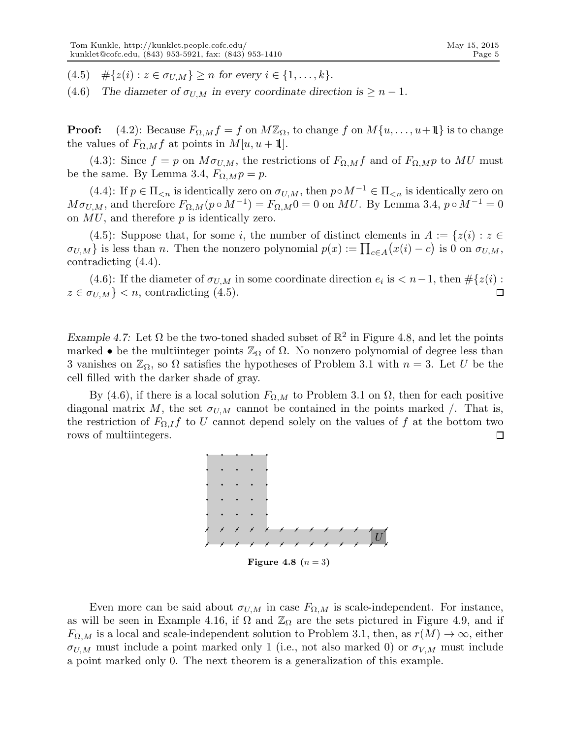(4.5) $\quad \#\{z(i) : z \in \sigma_{U,M}\} \geq n$ *for every* $i \in \{1, \ldots, k\}$.

(4.6) $\quad$ *The diameter of* $\sigma_{U,M}$ *in every coordinate direction is* $\geq n - 1$.

**Proof:** (4.2): Because $F_{\Omega,M}f = f$ on $M\mathbb{Z}_\Omega$, to change $f$ on $M\{u, \ldots, u+\mathbb{1}\}$ is to change the values of $F_{\Omega,M}f$ at points in $M[u, u+\mathbb{1}]$.

(4.3): Since $f = p$ on $M\sigma_{U,M}$, the restrictions of $F_{\Omega,M}f$ and of $F_{\Omega,M}p$ to $MU$ must be the same. By Lemma 3.4, $F_{\Omega,M}p = p$.

(4.4): If $p \in \Pi_{<n}$ is identically zero on $\sigma_{U,M}$, then $p \circ M^{-1} \in \Pi_{<n}$ is identically zero on $M\sigma_{U,M}$, and therefore $F_{\Omega,M}(p \circ M^{-1}) = F_{\Omega,M}0 = 0$ on $MU$. By Lemma 3.4, $p \circ M^{-1} = 0$ on $MU$, and therefore $p$ is identically zero.

(4.5): Suppose that, for some $i$, the number of distinct elements in $A := \{z(i) : z \in \sigma_{U,M}\}$ is less than $n$. Then the nonzero polynomial $p(x) := \prod_{c \in A}\big(x(i) - c\big)$ is 0 on $\sigma_{U,M}$, contradicting (4.4).

(4.6): If the diameter of $\sigma_{U,M}$ in some coordinate direction $e_i$ is $< n-1$, then $\#\{z(i) : z \in \sigma_{U,M}\} < n$, contradicting (4.5). □

*Example 4.7:* Let $\Omega$ be the two-toned shaded subset of $\mathbb{R}^2$ in Figure 4.8, and let the points marked • be the multiinteger points $\mathbb{Z}_\Omega$ of $\Omega$. No nonzero polynomial of degree less than 3 vanishes on $\mathbb{Z}_\Omega$, so $\Omega$ satisfies the hypotheses of Problem 3.1 with $n = 3$. Let $U$ be the cell filled with the darker shade of gray.

By (4.6), if there is a local solution $F_{\Omega,M}$ to Problem 3.1 on $\Omega$, then for each positive diagonal matrix $M$, the set $\sigma_{U,M}$ cannot be contained in the points marked /. That is, the restriction of $F_{\Omega,I}f$ to $U$ cannot depend solely on the values of $f$ at the bottom two rows of multiintegers. □

**Figure 4.8** ($n = 3$)

Even more can be said about $\sigma_{U,M}$ in case $F_{\Omega,M}$ is scale-independent. For instance, as will be seen in Example 4.16, if $\Omega$ and $\mathbb{Z}_\Omega$ are the sets pictured in Figure 4.9, and if $F_{\Omega,M}$ is a local and scale-independent solution to Problem 3.1, then, as $r(M) \to \infty$, either $\sigma_{U,M}$ must include a point marked only 1 (i.e., not also marked 0) or $\sigma_{V,M}$ must include a point marked only 0. The next theorem is a generalization of this example.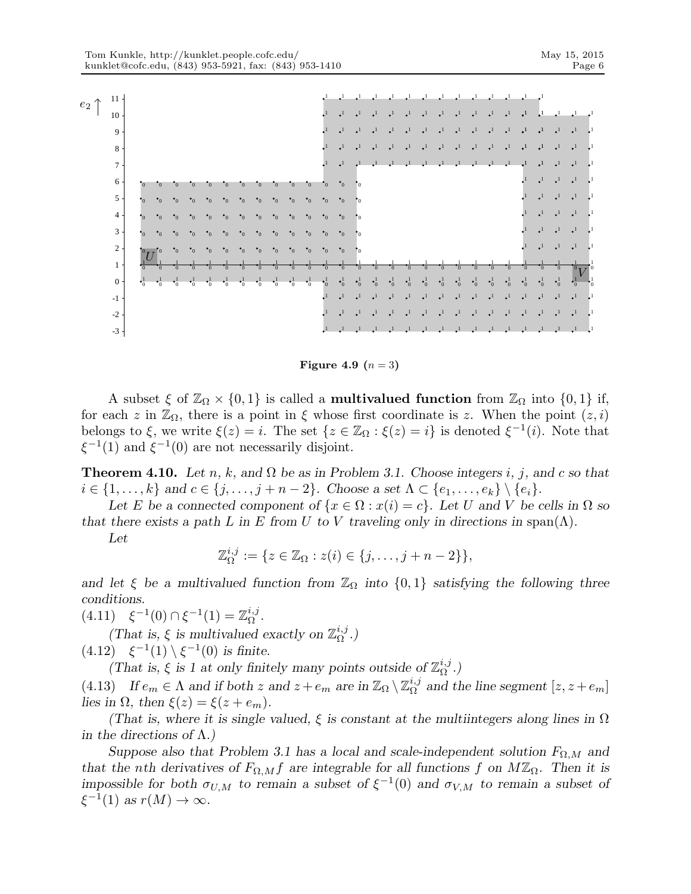**Figure 4.9** ($n = 3$)

A subset $\xi$ of $\mathbb{Z}_\Omega \times \{0, 1\}$ is called a **multivalued function** from $\mathbb{Z}_\Omega$ into $\{0, 1\}$ if, for each $z$ in $\mathbb{Z}_\Omega$, there is a point in $\xi$ whose first coordinate is $z$. When the point $(z, i)$ belongs to $\xi$, we write $\xi(z) = i$. The set $\{z \in \mathbb{Z}_\Omega : \xi(z) = i\}$ is denoted $\xi^{-1}(i)$. Note that $\xi^{-1}(1)$ and $\xi^{-1}(0)$ are not necessarily disjoint.

**Theorem 4.10.** *Let $n$, $k$, and $\Omega$ be as in Problem 3.1. Choose integers $i$, $j$, and $c$ so that $i \in \{1, \ldots, k\}$ and $c \in \{j, \ldots, j + n - 2\}$. Choose a set $\Lambda \subset \{e_1, \ldots, e_k\} \setminus \{e_i\}$.*

*Let $E$ be a connected component of $\{x \in \Omega : x(i) = c\}$. Let $U$ and $V$ be cells in $\Omega$ so that there exists a path $L$ in $E$ from $U$ to $V$ traveling only in directions in* $\operatorname{span}(\Lambda)$.

*Let*

$$\mathbb{Z}_\Omega^{i,j} := \{z \in \mathbb{Z}_\Omega : z(i) \in \{j, \ldots, j + n - 2\}\},$$

*and let $\xi$ be a multivalued function from $\mathbb{Z}_\Omega$ into $\{0, 1\}$ satisfying the following three conditions.*

(4.11) $\quad \xi^{-1}(0) \cap \xi^{-1}(1) = \mathbb{Z}_\Omega^{i,j}$.

*(That is, $\xi$ is multivalued exactly on $\mathbb{Z}_\Omega^{i,j}$.)*

(4.12) $\quad \xi^{-1}(1) \setminus \xi^{-1}(0)$ *is finite.*

*(That is, $\xi$ is 1 at only finitely many points outside of $\mathbb{Z}_\Omega^{i,j}$.)*

(4.13) $\quad$ *If $e_m \in \Lambda$ and if both $z$ and $z + e_m$ are in $\mathbb{Z}_\Omega \setminus \mathbb{Z}_\Omega^{i,j}$ and the line segment $[z, z + e_m]$ lies in $\Omega$, then $\xi(z) = \xi(z + e_m)$.*

*(That is, where it is single valued, $\xi$ is constant at the multiintegers along lines in $\Omega$ in the directions of $\Lambda$.)*

*Suppose also that Problem 3.1 has a local and scale-independent solution $F_{\Omega,M}$ and that the $n$th derivatives of $F_{\Omega,M} f$ are integrable for all functions $f$ on $M\mathbb{Z}_\Omega$. Then it is impossible for both $\sigma_{U,M}$ to remain a subset of $\xi^{-1}(0)$ and $\sigma_{V,M}$ to remain a subset of $\xi^{-1}(1)$ as $r(M) \to \infty$.*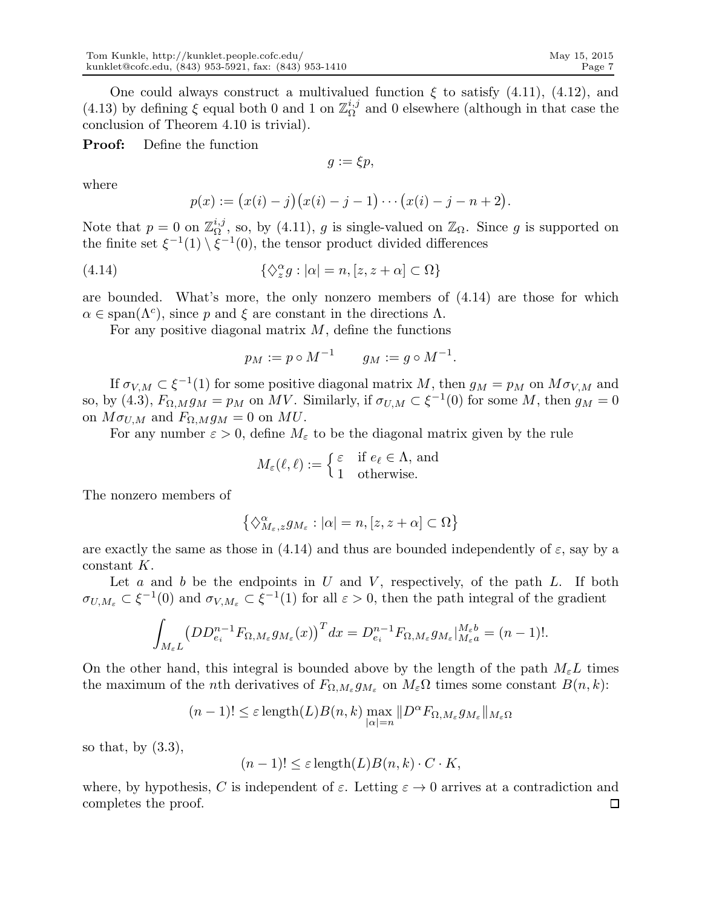One could always construct a multivalued function $\xi$ to satisfy (4.11), (4.12), and (4.13) by defining $\xi$ equal both 0 and 1 on $\mathbb{Z}_\Omega^{i,j}$ and 0 elsewhere (although in that case the conclusion of Theorem 4.10 is trivial).

**Proof:** Define the function

$$g := \xi p,$$

where

$$p(x) := \big(x(i) - j\big)\big(x(i) - j - 1\big) \cdots \big(x(i) - j - n + 2\big).$$

Note that $p = 0$ on $\mathbb{Z}_\Omega^{i,j}$, so, by (4.11), $g$ is single-valued on $\mathbb{Z}_\Omega$. Since $g$ is supported on the finite set $\xi^{-1}(1) \setminus \xi^{-1}(0)$, the tensor product divided differences

$$\{\Diamond_z^\alpha g : |\alpha| = n, [z, z + \alpha] \subset \Omega\} \tag{4.14}$$

are bounded. What's more, the only nonzero members of (4.14) are those for which $\alpha \in \operatorname{span}(\Lambda^c)$, since $p$ and $\xi$ are constant in the directions $\Lambda$.

For any positive diagonal matrix $M$, define the functions

$$p_M := p \circ M^{-1} \qquad g_M := g \circ M^{-1}.$$

If $\sigma_{V,M} \subset \xi^{-1}(1)$ for some positive diagonal matrix $M$, then $g_M = p_M$ on $M\sigma_{V,M}$ and so, by (4.3), $F_{\Omega,M} g_M = p_M$ on $MV$. Similarly, if $\sigma_{U,M} \subset \xi^{-1}(0)$ for some $M$, then $g_M = 0$ on $M\sigma_{U,M}$ and $F_{\Omega,M} g_M = 0$ on $MU$.

For any number $\varepsilon > 0$, define $M_\varepsilon$ to be the diagonal matrix given by the rule

$$M_\varepsilon(\ell, \ell) := \begin{cases} \varepsilon & \text{if } e_\ell \in \Lambda, \text{ and} \\ 1 & \text{otherwise.} \end{cases}$$

The nonzero members of

$$\left\{\Diamond_{M_\varepsilon, z}^\alpha g_{M_\varepsilon} : |\alpha| = n, [z, z + \alpha] \subset \Omega\right\}$$

are exactly the same as those in (4.14) and thus are bounded independently of $\varepsilon$, say by a constant $K$.

Let $a$ and $b$ be the endpoints in $U$ and $V$, respectively, of the path $L$. If both $\sigma_{U,M_\varepsilon} \subset \xi^{-1}(0)$ and $\sigma_{V,M_\varepsilon} \subset \xi^{-1}(1)$ for all $\varepsilon > 0$, then the path integral of the gradient

$$\int_{M_\varepsilon L} \big(D D_{e_i}^{n-1} F_{\Omega, M_\varepsilon} g_{M_\varepsilon}(x)\big)^T dx = D_{e_i}^{n-1} F_{\Omega, M_\varepsilon} g_{M_\varepsilon}\big|_{M_\varepsilon a}^{M_\varepsilon b} = (n-1)!.$$

On the other hand, this integral is bounded above by the length of the path $M_\varepsilon L$ times the maximum of the $n$th derivatives of $F_{\Omega, M_\varepsilon} g_{M_\varepsilon}$ on $M_\varepsilon \Omega$ times some constant $B(n, k)$:

$$(n-1)! \leq \varepsilon \operatorname{length}(L) B(n,k) \max_{|\alpha| = n} \|D^\alpha F_{\Omega, M_\varepsilon} g_{M_\varepsilon}\|_{M_\varepsilon \Omega}$$

so that, by (3.3),

$$(n-1)! \leq \varepsilon \operatorname{length}(L) B(n,k) \cdot C \cdot K,$$

where, by hypothesis, $C$ is independent of $\varepsilon$. Letting $\varepsilon \to 0$ arrives at a contradiction and completes the proof. $\square$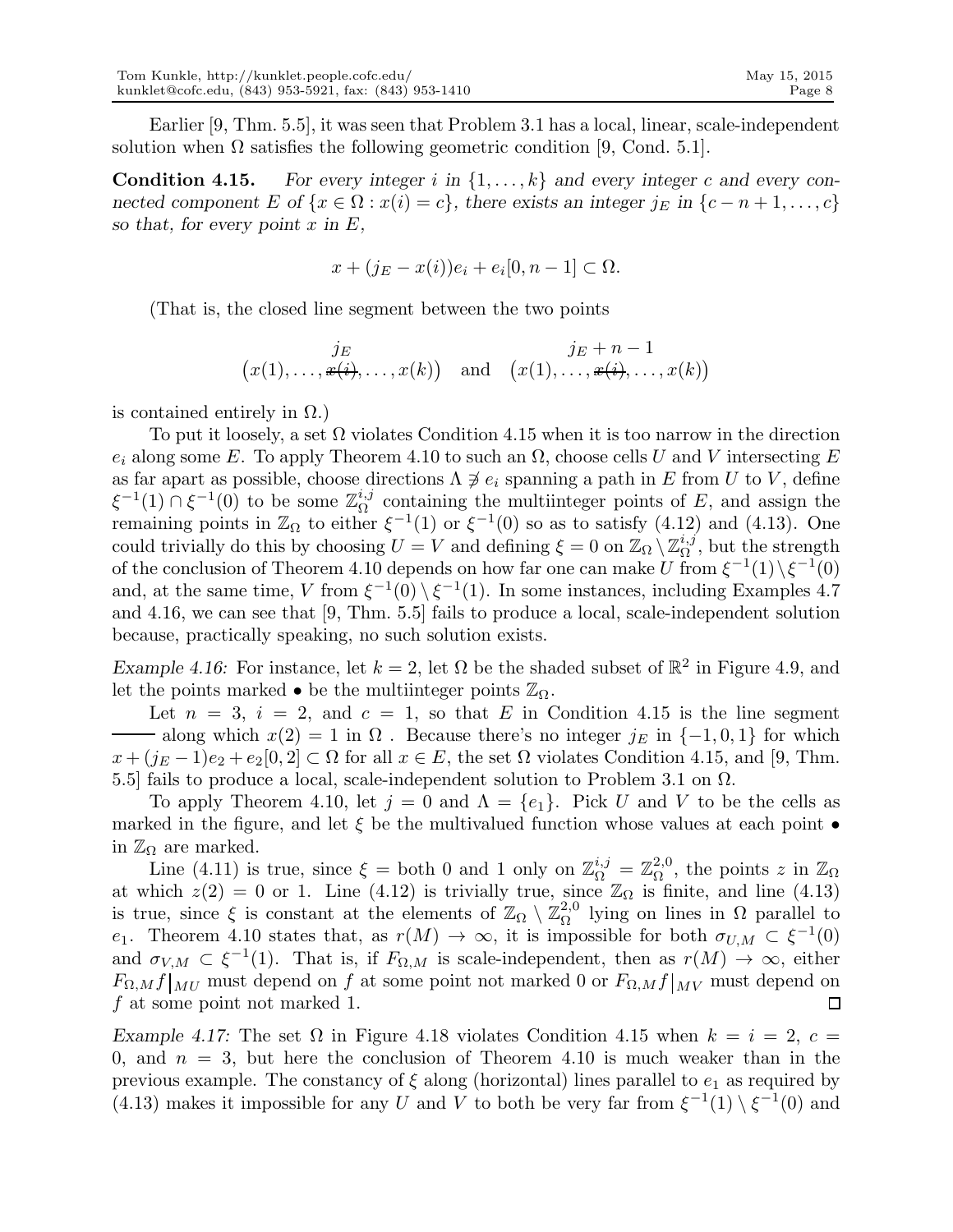Earlier [9, Thm. 5.5], it was seen that Problem 3.1 has a local, linear, scale-independent solution when $\Omega$ satisfies the following geometric condition [9, Cond. 5.1].

**Condition 4.15.** *For every integer $i$ in $\{1, \ldots, k\}$ and every integer $c$ and every connected component $E$ of $\{x \in \Omega : x(i) = c\}$, there exists an integer $j_E$ in $\{c - n + 1, \ldots, c\}$ so that, for every point $x$ in $E$,*

$$x + (j_E - x(i))e_i + e_i[0, n-1] \subset \Omega.$$

(That is, the closed line segment between the two points

$$\big(x(1), \ldots, \overset{j_E}{\cancel{x(i)}}, \ldots, x(k)\big) \quad \text{and} \quad \big(x(1), \ldots, \overset{j_E + n - 1}{\cancel{x(i)}}, \ldots, x(k)\big)$$

is contained entirely in $\Omega$.)

To put it loosely, a set $\Omega$ violates Condition 4.15 when it is too narrow in the direction $e_i$ along some $E$. To apply Theorem 4.10 to such an $\Omega$, choose cells $U$ and $V$ intersecting $E$ as far apart as possible, choose directions $\Lambda \not\ni e_i$ spanning a path in $E$ from $U$ to $V$, define $\xi^{-1}(1) \cap \xi^{-1}(0)$ to be some $\mathbb{Z}_\Omega^{i,j}$ containing the multiinteger points of $E$, and assign the remaining points in $\mathbb{Z}_\Omega$ to either $\xi^{-1}(1)$ or $\xi^{-1}(0)$ so as to satisfy (4.12) and (4.13). One could trivially do this by choosing $U = V$ and defining $\xi = 0$ on $\mathbb{Z}_\Omega \setminus \mathbb{Z}_\Omega^{i,j}$, but the strength of the conclusion of Theorem 4.10 depends on how far one can make $U$ from $\xi^{-1}(1) \setminus \xi^{-1}(0)$ and, at the same time, $V$ from $\xi^{-1}(0) \setminus \xi^{-1}(1)$. In some instances, including Examples 4.7 and 4.16, we can see that [9, Thm. 5.5] fails to produce a local, scale-independent solution because, practically speaking, no such solution exists.

*Example 4.16:* For instance, let $k = 2$, let $\Omega$ be the shaded subset of $\mathbb{R}^2$ in Figure 4.9, and let the points marked • be the multiinteger points $\mathbb{Z}_\Omega$.

Let $n = 3$, $i = 2$, and $c = 1$, so that $E$ in Condition 4.15 is the line segment ─── along which $x(2) = 1$ in $\Omega$ . Because there's no integer $j_E$ in $\{-1, 0, 1\}$ for which $x + (j_E - 1)e_2 + e_2[0, 2] \subset \Omega$ for all $x \in E$, the set $\Omega$ violates Condition 4.15, and [9, Thm. 5.5] fails to produce a local, scale-independent solution to Problem 3.1 on $\Omega$.

To apply Theorem 4.10, let $j = 0$ and $\Lambda = \{e_1\}$. Pick $U$ and $V$ to be the cells as marked in the figure, and let $\xi$ be the multivalued function whose values at each point • in $\mathbb{Z}_\Omega$ are marked.

Line (4.11) is true, since $\xi =$ both 0 and 1 only on $\mathbb{Z}_\Omega^{i,j} = \mathbb{Z}_\Omega^{2,0}$, the points $z$ in $\mathbb{Z}_\Omega$ at which $z(2) = 0$ or 1. Line (4.12) is trivially true, since $\mathbb{Z}_\Omega$ is finite, and line (4.13) is true, since $\xi$ is constant at the elements of $\mathbb{Z}_\Omega \setminus \mathbb{Z}_\Omega^{2,0}$ lying on lines in $\Omega$ parallel to $e_1$. Theorem 4.10 states that, as $r(M) \to \infty$, it is impossible for both $\sigma_{U,M} \subset \xi^{-1}(0)$ and $\sigma_{V,M} \subset \xi^{-1}(1)$. That is, if $F_{\Omega,M}$ is scale-independent, then as $r(M) \to \infty$, either $F_{\Omega,M}f\big|_{MU}$ must depend on $f$ at some point not marked 0 or $F_{\Omega,M}f\big|_{MV}$ must depend on $f$ at some point not marked 1. □

*Example 4.17:* The set $\Omega$ in Figure 4.18 violates Condition 4.15 when $k = i = 2$, $c = 0$, and $n = 3$, but here the conclusion of Theorem 4.10 is much weaker than in the previous example. The constancy of $\xi$ along (horizontal) lines parallel to $e_1$ as required by (4.13) makes it impossible for any $U$ and $V$ to both be very far from $\xi^{-1}(1) \setminus \xi^{-1}(0)$ and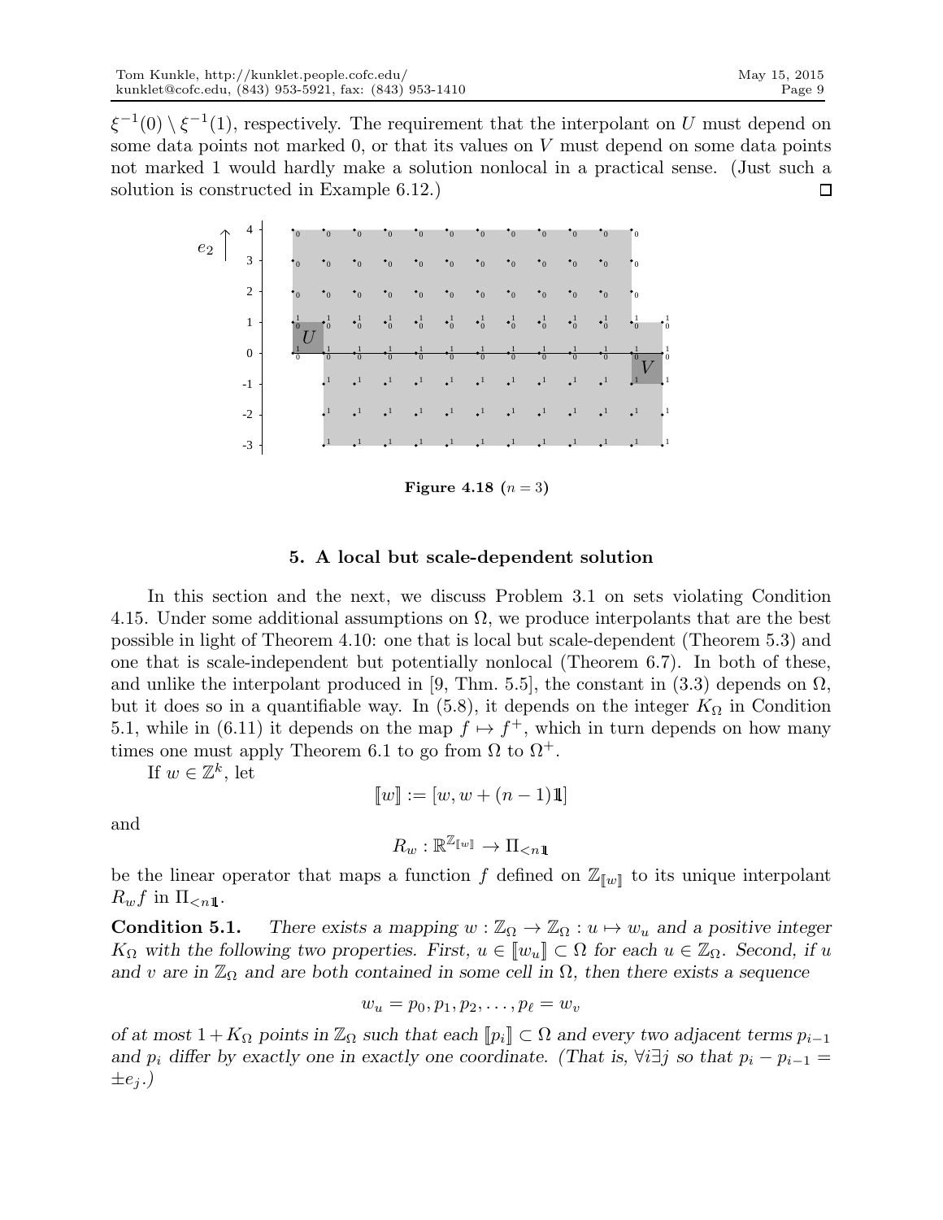$\xi^{-1}(0) \setminus \xi^{-1}(1)$, respectively. The requirement that the interpolant on $U$ must depend on some data points not marked 0, or that its values on $V$ must depend on some data points not marked 1 would hardly make a solution nonlocal in a practical sense. (Just such a solution is constructed in Example 6.12.) $\square$

**Figure 4.18** ($n = 3$)

## 5. A local but scale-dependent solution

In this section and the next, we discuss Problem 3.1 on sets violating Condition 4.15. Under some additional assumptions on $\Omega$, we produce interpolants that are the best possible in light of Theorem 4.10: one that is local but scale-dependent (Theorem 5.3) and one that is scale-independent but potentially nonlocal (Theorem 6.7). In both of these, and unlike the interpolant produced in [9, Thm. 5.5], the constant in (3.3) depends on $\Omega$, but it does so in a quantifiable way. In (5.8), it depends on the integer $K_\Omega$ in Condition 5.1, while in (6.11) it depends on the map $f \mapsto f^+$, which in turn depends on how many times one must apply Theorem 6.1 to go from $\Omega$ to $\Omega^+$.

If $w \in \mathbb{Z}^k$, let

$$[\![w]\!] := [w, w + (n-1)\mathbb{1}]$$

and

$$R_w : \mathbb{R}^{\mathbb{Z}_{[\![w]\!]}} \to \Pi_{<n\mathbb{1}}$$

be the linear operator that maps a function $f$ defined on $\mathbb{Z}_{[\![w]\!]}$ to its unique interpolant $R_w f$ in $\Pi_{<n\mathbb{1}}$.

**Condition 5.1.** *There exists a mapping $w : \mathbb{Z}_\Omega \to \mathbb{Z}_\Omega : u \mapsto w_u$ and a positive integer $K_\Omega$ with the following two properties. First, $u \in [\![w_u]\!] \subset \Omega$ for each $u \in \mathbb{Z}_\Omega$. Second, if $u$ and $v$ are in $\mathbb{Z}_\Omega$ and are both contained in some cell in $\Omega$, then there exists a sequence*

$$w_u = p_0, p_1, p_2, \ldots, p_\ell = w_v$$

*of at most $1 + K_\Omega$ points in $\mathbb{Z}_\Omega$ such that each $[\![p_i]\!] \subset \Omega$ and every two adjacent terms $p_{i-1}$ and $p_i$ differ by exactly one in exactly one coordinate. (That is, $\forall i \exists j$ so that $p_i - p_{i-1} = \pm e_j$.)*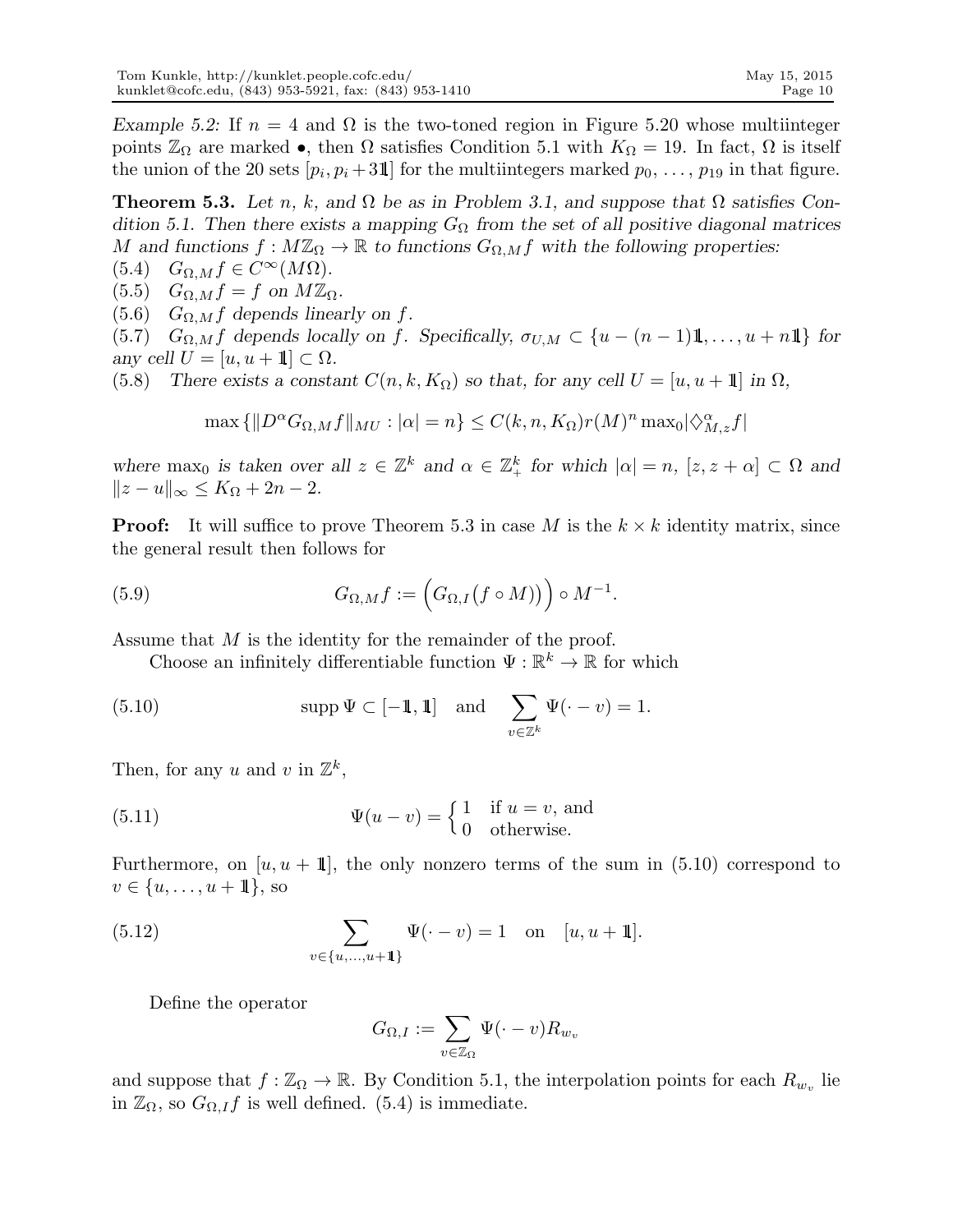*Example 5.2:* If $n = 4$ and $\Omega$ is the two-toned region in Figure 5.20 whose multiinteger points $\mathbb{Z}_\Omega$ are marked $\bullet$, then $\Omega$ satisfies Condition 5.1 with $K_\Omega = 19$. In fact, $\Omega$ is itself the union of the 20 sets $[p_i, p_i + 3\mathbb{1}]$ for the multiintegers marked $p_0, \ldots, p_{19}$ in that figure.

**Theorem 5.3.** *Let $n$, $k$, and $\Omega$ be as in Problem 3.1, and suppose that $\Omega$ satisfies Condition 5.1. Then there exists a mapping $G_\Omega$ from the set of all positive diagonal matrices $M$ and functions $f : M\mathbb{Z}_\Omega \to \mathbb{R}$ to functions $G_{\Omega,M} f$ with the following properties:*

(5.4) $\quad G_{\Omega,M} f \in C^\infty(M\Omega)$.

(5.5) $\quad G_{\Omega,M} f = f$ *on* $M\mathbb{Z}_\Omega$.

(5.6) $\quad G_{\Omega,M} f$ *depends linearly on* $f$.

(5.7) $\quad G_{\Omega,M} f$ *depends locally on* $f$. *Specifically,* $\sigma_{U,M} \subset \{u - (n-1)\mathbb{1}, \ldots, u + n\mathbb{1}\}$ *for any cell* $U = [u, u + \mathbb{1}] \subset \Omega$.

(5.8) $\quad$ *There exists a constant* $C(n, k, K_\Omega)$ *so that, for any cell* $U = [u, u + \mathbb{1}]$ *in* $\Omega$,

$$\max \{ \| D^\alpha G_{\Omega,M} f \|_{MU} : |\alpha| = n \} \le C(k, n, K_\Omega) r(M)^n \max{}_0 |\diamondsuit^\alpha_{M,z} f|$$

*where* $\max_0$ *is taken over all* $z \in \mathbb{Z}^k$ *and* $\alpha \in \mathbb{Z}^k_+$ *for which* $|\alpha| = n$, $[z, z + \alpha] \subset \Omega$ *and* $\|z - u\|_\infty \le K_\Omega + 2n - 2$.

**Proof:** It will suffice to prove Theorem 5.3 in case $M$ is the $k \times k$ identity matrix, since the general result then follows for

$$G_{\Omega,M} f := \Big( G_{\Omega,I}\big(f \circ M\big) \Big) \circ M^{-1}. \tag{5.9}$$

Assume that $M$ is the identity for the remainder of the proof.

Choose an infinitely differentiable function $\Psi : \mathbb{R}^k \to \mathbb{R}$ for which

$$\operatorname{supp} \Psi \subset [-\mathbb{1}, \mathbb{1}] \quad \text{and} \quad \sum_{v \in \mathbb{Z}^k} \Psi(\cdot - v) = 1. \tag{5.10}$$

Then, for any $u$ and $v$ in $\mathbb{Z}^k$,

$$\Psi(u - v) = \begin{cases} 1 & \text{if } u = v, \text{ and} \\ 0 & \text{otherwise.} \end{cases} \tag{5.11}$$

Furthermore, on $[u, u + \mathbb{1}]$, the only nonzero terms of the sum in (5.10) correspond to $v \in \{u, \ldots, u + \mathbb{1}\}$, so

$$\sum_{v \in \{u, \ldots, u + \mathbb{1}\}} \Psi(\cdot - v) = 1 \quad \text{on} \quad [u, u + \mathbb{1}]. \tag{5.12}$$

Define the operator

$$G_{\Omega,I} := \sum_{v \in \mathbb{Z}_\Omega} \Psi(\cdot - v) R_{w_v}$$

and suppose that $f : \mathbb{Z}_\Omega \to \mathbb{R}$. By Condition 5.1, the interpolation points for each $R_{w_v}$ lie in $\mathbb{Z}_\Omega$, so $G_{\Omega,I} f$ is well defined. (5.4) is immediate.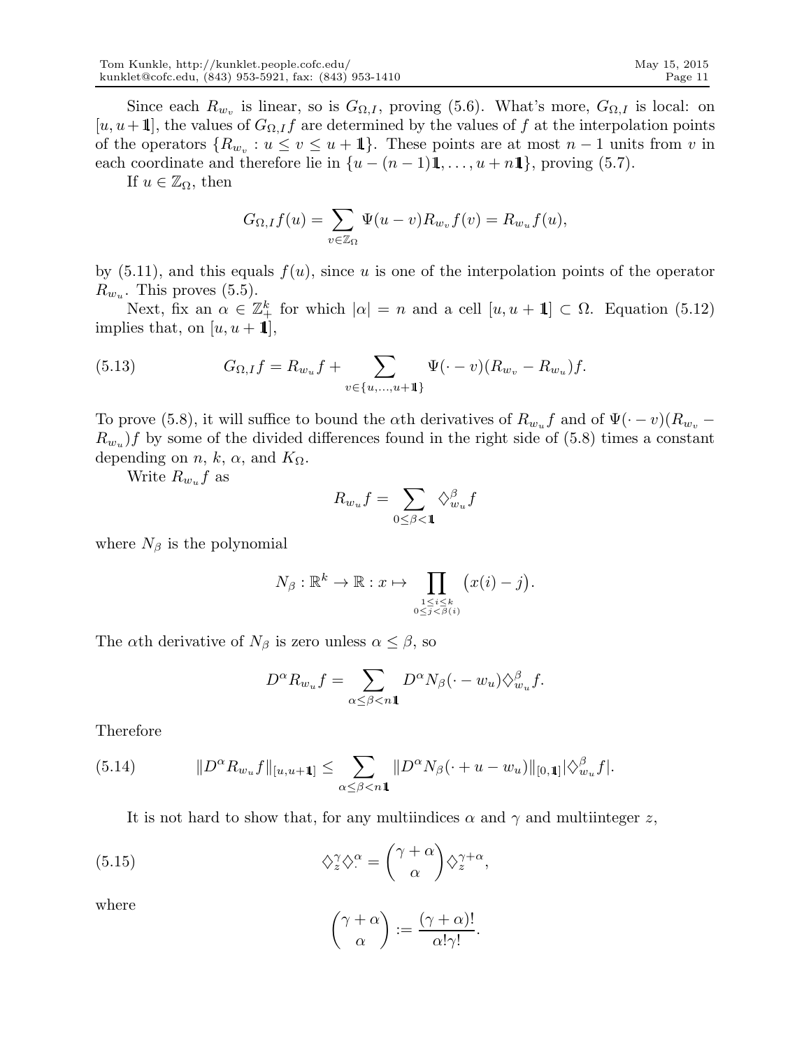Since each $R_{w_v}$ is linear, so is $G_{\Omega,I}$, proving (5.6). What's more, $G_{\Omega,I}$ is local: on $[u, u+\mathbb{1}]$, the values of $G_{\Omega,I}f$ are determined by the values of $f$ at the interpolation points of the operators $\{R_{w_v} : u \leq v \leq u+\mathbb{1}\}$. These points are at most $n-1$ units from $v$ in each coordinate and therefore lie in $\{u-(n-1)\mathbb{1}, \ldots, u+n\mathbb{1}\}$, proving (5.7).

If $u \in \mathbb{Z}_\Omega$, then

$$G_{\Omega,I}f(u) = \sum_{v \in \mathbb{Z}_\Omega} \Psi(u-v) R_{w_v} f(v) = R_{w_u} f(u),$$

by (5.11), and this equals $f(u)$, since $u$ is one of the interpolation points of the operator $R_{w_u}$. This proves (5.5).

Next, fix an $\alpha \in \mathbb{Z}_+^k$ for which $|\alpha| = n$ and a cell $[u, u+\mathbb{1}] \subset \Omega$. Equation (5.12) implies that, on $[u, u+\mathbb{1}]$,

$$G_{\Omega,I}f = R_{w_u} f + \sum_{v \in \{u, \ldots, u+\mathbb{1}\}} \Psi(\cdot - v)(R_{w_v} - R_{w_u})f. \tag{5.13}$$

To prove (5.8), it will suffice to bound the $\alpha$th derivatives of $R_{w_u}f$ and of $\Psi(\cdot - v)(R_{w_v} - R_{w_u})f$ by some of the divided differences found in the right side of (5.8) times a constant depending on $n$, $k$, $\alpha$, and $K_\Omega$.

Write $R_{w_u}f$ as

$$R_{w_u} f = \sum_{0 \leq \beta < \mathbb{1}} \diamondsuit_{w_u}^{\beta} f$$

where $N_\beta$ is the polynomial

$$N_\beta : \mathbb{R}^k \to \mathbb{R} : x \mapsto \prod_{\substack{1 \leq i \leq k \\ 0 \leq j < \beta(i)}} \big(x(i) - j\big).$$

The $\alpha$th derivative of $N_\beta$ is zero unless $\alpha \leq \beta$, so

$$D^\alpha R_{w_u} f = \sum_{\alpha \leq \beta < n\mathbb{1}} D^\alpha N_\beta(\cdot - w_u) \diamondsuit_{w_u}^{\beta} f.$$

Therefore

$$\|D^\alpha R_{w_u} f\|_{[u,u+\mathbb{1}]} \leq \sum_{\alpha \leq \beta < n\mathbb{1}} \|D^\alpha N_\beta(\cdot + u - w_u)\|_{[0,\mathbb{1}]} |\diamondsuit_{w_u}^{\beta} f|. \tag{5.14}$$

It is not hard to show that, for any multiindices $\alpha$ and $\gamma$ and multiinteger $z$,

$$\diamondsuit_z^{\gamma} \diamondsuit_{\cdot}^{\alpha} = \binom{\gamma+\alpha}{\alpha} \diamondsuit_z^{\gamma+\alpha}, \tag{5.15}$$

where

$$\binom{\gamma+\alpha}{\alpha} := \frac{(\gamma+\alpha)!}{\alpha!\gamma!}.$$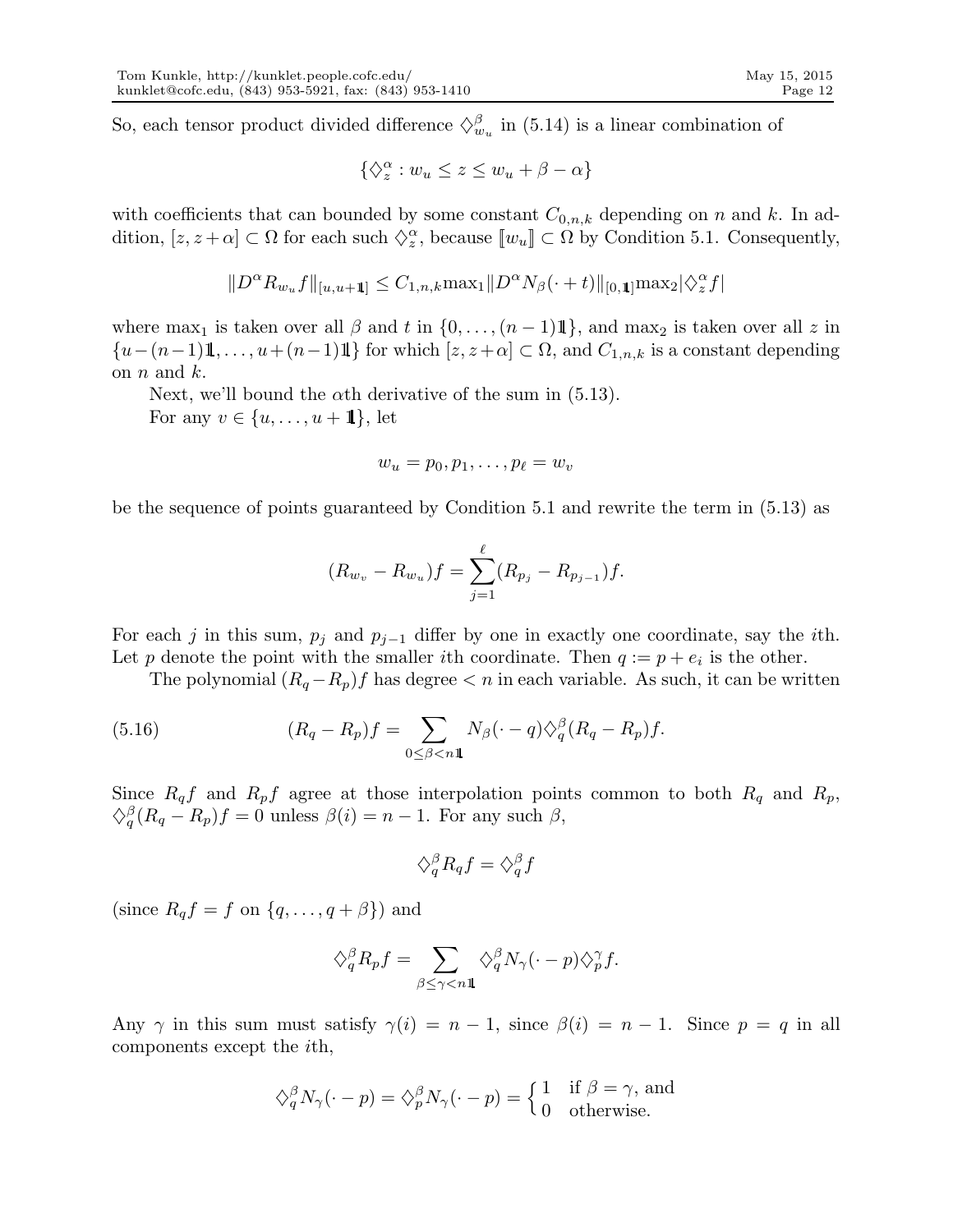So, each tensor product divided difference $\diamondsuit^{\beta}_{w_u}$ in (5.14) is a linear combination of

$$\{\diamondsuit^{\alpha}_{z} : w_u \leq z \leq w_u + \beta - \alpha\}$$

with coefficients that can bounded by some constant $C_{0,n,k}$ depending on $n$ and $k$. In addition, $[z, z+\alpha] \subset \Omega$ for each such $\diamondsuit^{\alpha}_{z}$, because $[\![w_u]\!] \subset \Omega$ by Condition 5.1. Consequently,

$$\|D^{\alpha} R_{w_u} f\|_{[u,u+\mathbb{1}]} \leq C_{1,n,k} \max{}_1 \|D^{\alpha} N_{\beta}(\cdot + t)\|_{[0,\mathbb{1}]} \max{}_2 |\diamondsuit^{\alpha}_{z} f|$$

where $\max_1$ is taken over all $\beta$ and $t$ in $\{0, \ldots, (n-1)\mathbb{1}\}$, and $\max_2$ is taken over all $z$ in $\{u-(n-1)\mathbb{1}, \ldots, u+(n-1)\mathbb{1}\}$ for which $[z, z+\alpha] \subset \Omega$, and $C_{1,n,k}$ is a constant depending on $n$ and $k$.

Next, we'll bound the $\alpha$th derivative of the sum in (5.13).

For any $v \in \{u, \ldots, u+\mathbb{1}\}$, let

$$w_u = p_0, p_1, \ldots, p_{\ell} = w_v$$

be the sequence of points guaranteed by Condition 5.1 and rewrite the term in (5.13) as

$$(R_{w_v} - R_{w_u})f = \sum_{j=1}^{\ell} (R_{p_j} - R_{p_{j-1}})f.$$

For each $j$ in this sum, $p_j$ and $p_{j-1}$ differ by one in exactly one coordinate, say the $i$th. Let $p$ denote the point with the smaller $i$th coordinate. Then $q := p + e_i$ is the other.

The polynomial $(R_q - R_p)f$ has degree $< n$ in each variable. As such, it can be written

$$(R_q - R_p)f = \sum_{0 \leq \beta < n\mathbb{1}} N_{\beta}(\cdot - q) \diamondsuit^{\beta}_{q} (R_q - R_p) f. \tag{5.16}$$

Since $R_q f$ and $R_p f$ agree at those interpolation points common to both $R_q$ and $R_p$, $\diamondsuit^{\beta}_{q}(R_q - R_p)f = 0$ unless $\beta(i) = n-1$. For any such $\beta$,

$$\diamondsuit^{\beta}_{q} R_q f = \diamondsuit^{\beta}_{q} f$$

(since $R_q f = f$ on $\{q, \ldots, q+\beta\}$) and

$$\diamondsuit^{\beta}_{q} R_p f = \sum_{\beta \leq \gamma < n\mathbb{1}} \diamondsuit^{\beta}_{q} N_{\gamma}(\cdot - p) \diamondsuit^{\gamma}_{p} f.$$

Any $\gamma$ in this sum must satisfy $\gamma(i) = n-1$, since $\beta(i) = n-1$. Since $p = q$ in all components except the $i$th,

$$\diamondsuit^{\beta}_{q} N_{\gamma}(\cdot - p) = \diamondsuit^{\beta}_{p} N_{\gamma}(\cdot - p) = \begin{cases} 1 & \text{if } \beta = \gamma, \text{ and} \\ 0 & \text{otherwise.} \end{cases}$$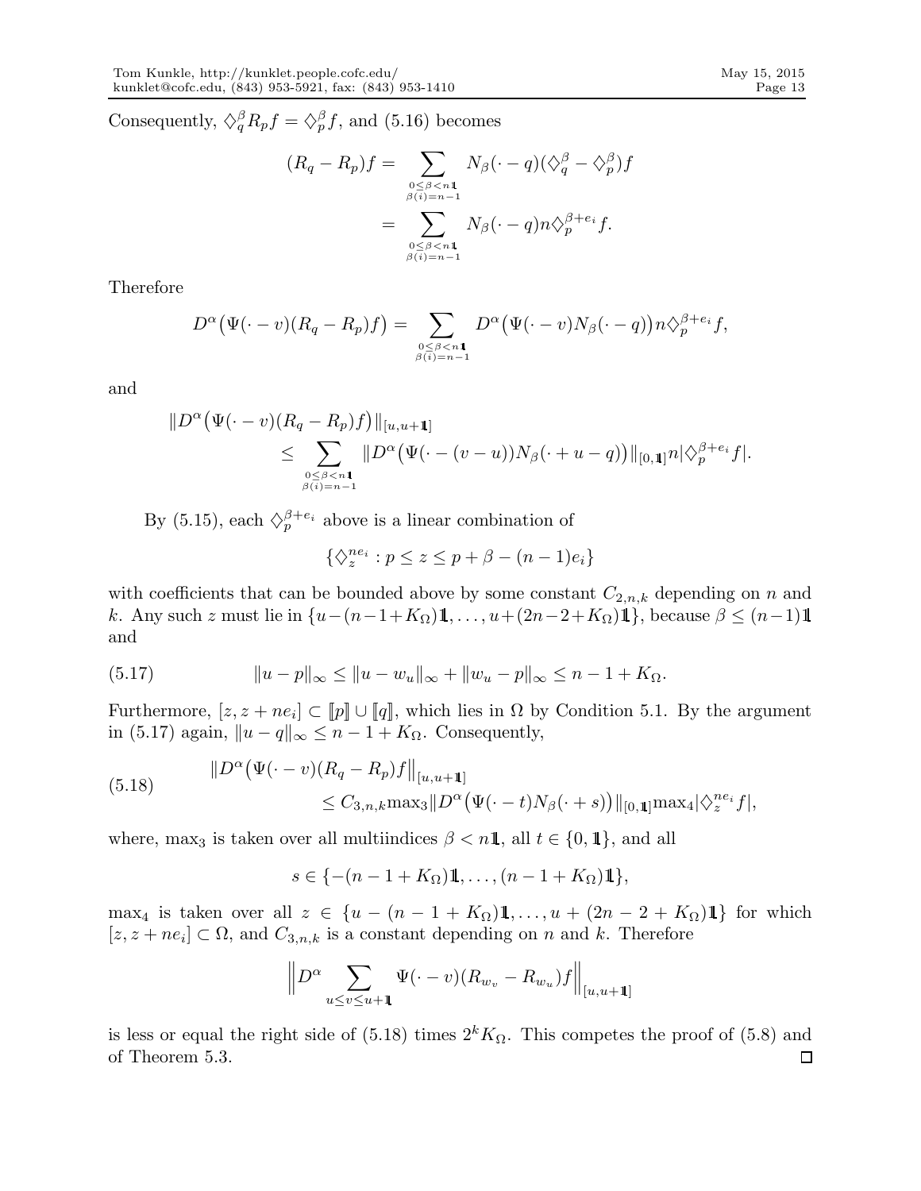Consequently, $\lozenge_q^\beta R_p f = \lozenge_p^\beta f$, and (5.16) becomes

$$
\begin{aligned}
(R_q - R_p)f &= \sum_{\substack{0 \le \beta < n\mathbb{1} \\ \beta(i)=n-1}} N_\beta(\cdot - q)(\lozenge_q^\beta - \lozenge_p^\beta) f \\
&= \sum_{\substack{0 \le \beta < n\mathbb{1} \\ \beta(i)=n-1}} N_\beta(\cdot - q) n \lozenge_p^{\beta+e_i} f.
\end{aligned}
$$

Therefore

$$
D^\alpha\big(\Psi(\cdot - v)(R_q - R_p)f\big) = \sum_{\substack{0 \le \beta < n\mathbb{1} \\ \beta(i)=n-1}} D^\alpha\big(\Psi(\cdot - v)N_\beta(\cdot - q)\big) n \lozenge_p^{\beta+e_i} f,
$$

and

$$
\begin{aligned}
&\|D^\alpha\big(\Psi(\cdot - v)(R_q - R_p)f\big)\|_{[u,u+\mathbb{1}]} \\
&\qquad \le \sum_{\substack{0 \le \beta < n\mathbb{1} \\ \beta(i)=n-1}} \|D^\alpha\big(\Psi(\cdot - (v-u))N_\beta(\cdot + u - q)\big)\|_{[0,\mathbb{1}]} n |\lozenge_p^{\beta+e_i} f|.
\end{aligned}
$$

By (5.15), each $\lozenge_p^{\beta+e_i}$ above is a linear combination of

$$
\{\lozenge_z^{ne_i} : p \le z \le p + \beta - (n-1)e_i\}
$$

with coefficients that can be bounded above by some constant $C_{2,n,k}$ depending on $n$ and $k$. Any such $z$ must lie in $\{u-(n-1+K_\Omega)\mathbb{1}, \dots, u+(2n-2+K_\Omega)\mathbb{1}\}$, because $\beta \le (n-1)\mathbb{1}$ and

$$
\|u - p\|_\infty \le \|u - w_u\|_\infty + \|w_u - p\|_\infty \le n - 1 + K_\Omega. \tag{5.17}
$$

Furthermore, $[z, z + ne_i] \subset [\![p]\!] \cup [\![q]\!]$, which lies in $\Omega$ by Condition 5.1. By the argument in (5.17) again, $\|u - q\|_\infty \le n - 1 + K_\Omega$. Consequently,

$$
\begin{aligned}
&\|D^\alpha\big(\Psi(\cdot - v)(R_q - R_p)f\big\|_{[u,u+\mathbb{1}]} \\
&\qquad \le C_{3,n,k} \max\nolimits_3 \|D^\alpha\big(\Psi(\cdot - t)N_\beta(\cdot + s)\big)\|_{[0,\mathbb{1}]} \max\nolimits_4 |\lozenge_z^{ne_i} f|,
\end{aligned} \tag{5.18}
$$

where, $\max_3$ is taken over all multiindices $\beta < n\mathbb{1}$, all $t \in \{0, \mathbb{1}\}$, and all

$$
s \in \{-(n-1+K_\Omega)\mathbb{1}, \dots, (n-1+K_\Omega)\mathbb{1}\},
$$

$\max_4$ is taken over all $z \in \{u - (n-1+K_\Omega)\mathbb{1}, \dots, u + (2n-2+K_\Omega)\mathbb{1}\}$ for which $[z, z + ne_i] \subset \Omega$, and $C_{3,n,k}$ is a constant depending on $n$ and $k$. Therefore

$$
\Big\|D^\alpha \sum_{u \le v \le u+\mathbb{1}} \Psi(\cdot - v)(R_{w_v} - R_{w_u})f\Big\|_{[u,u+\mathbb{1}]}
$$

is less or equal the right side of (5.18) times $2^k K_\Omega$. This competes the proof of (5.8) and of Theorem 5.3. $\square$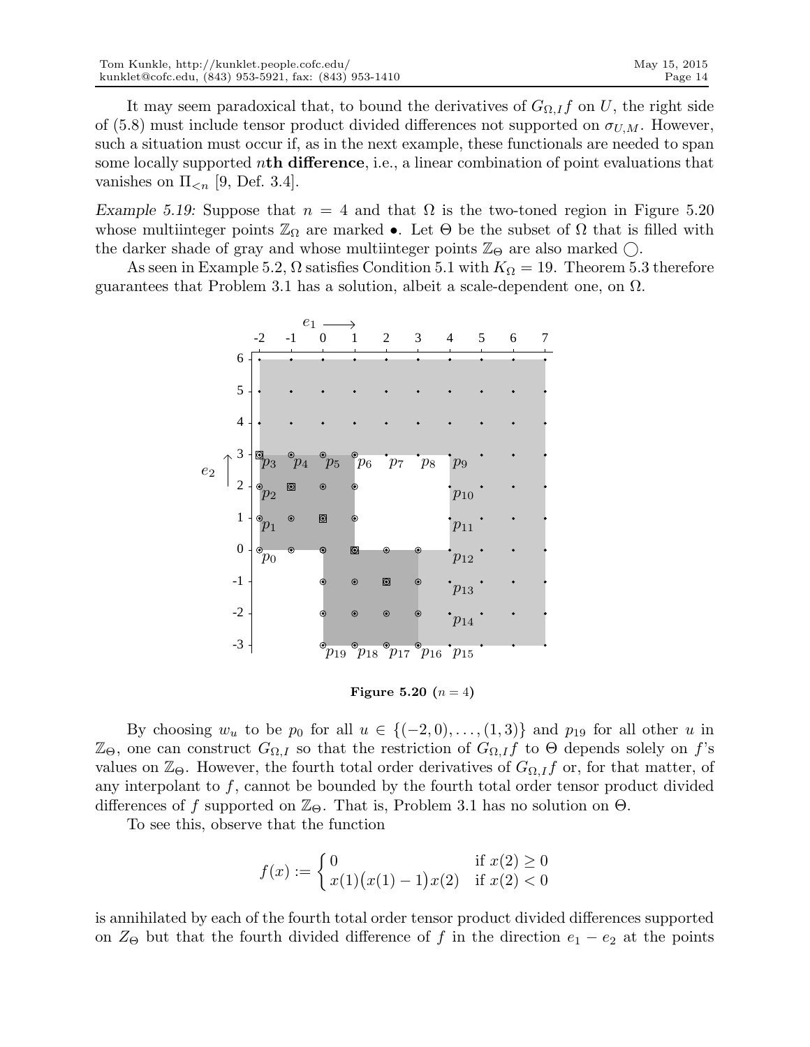It may seem paradoxical that, to bound the derivatives of $G_{\Omega,I}f$ on $U$, the right side of (5.8) must include tensor product divided differences not supported on $\sigma_{U,M}$. However, such a situation must occur if, as in the next example, these functionals are needed to span some locally supported $n$**th difference**, i.e., a linear combination of point evaluations that vanishes on $\Pi_{<n}$ [9, Def. 3.4].

*Example 5.19:* Suppose that $n = 4$ and that $\Omega$ is the two-toned region in Figure 5.20 whose multiinteger points $\mathbb{Z}_\Omega$ are marked $\bullet$. Let $\Theta$ be the subset of $\Omega$ that is filled with the darker shade of gray and whose multiinteger points $\mathbb{Z}_\Theta$ are also marked $\bigcirc$.

As seen in Example 5.2, $\Omega$ satisfies Condition 5.1 with $K_\Omega = 19$. Theorem 5.3 therefore guarantees that Problem 3.1 has a solution, albeit a scale-dependent one, on $\Omega$.

**Figure 5.20** ($n = 4$)

By choosing $w_u$ to be $p_0$ for all $u \in \{(-2,0), \ldots, (1,3)\}$ and $p_{19}$ for all other $u$ in $\mathbb{Z}_\Theta$, one can construct $G_{\Omega,I}$ so that the restriction of $G_{\Omega,I}f$ to $\Theta$ depends solely on $f$'s values on $\mathbb{Z}_\Theta$. However, the fourth total order derivatives of $G_{\Omega,I}f$ or, for that matter, of any interpolant to $f$, cannot be bounded by the fourth total order tensor product divided differences of $f$ supported on $\mathbb{Z}_\Theta$. That is, Problem 3.1 has no solution on $\Theta$.

To see this, observe that the function

$$f(x) := \begin{cases} 0 & \text{if } x(2) \geq 0 \\ x(1)\big(x(1)-1\big)x(2) & \text{if } x(2) < 0 \end{cases}$$

is annihilated by each of the fourth total order tensor product divided differences supported on $Z_\Theta$ but that the fourth divided difference of $f$ in the direction $e_1 - e_2$ at the points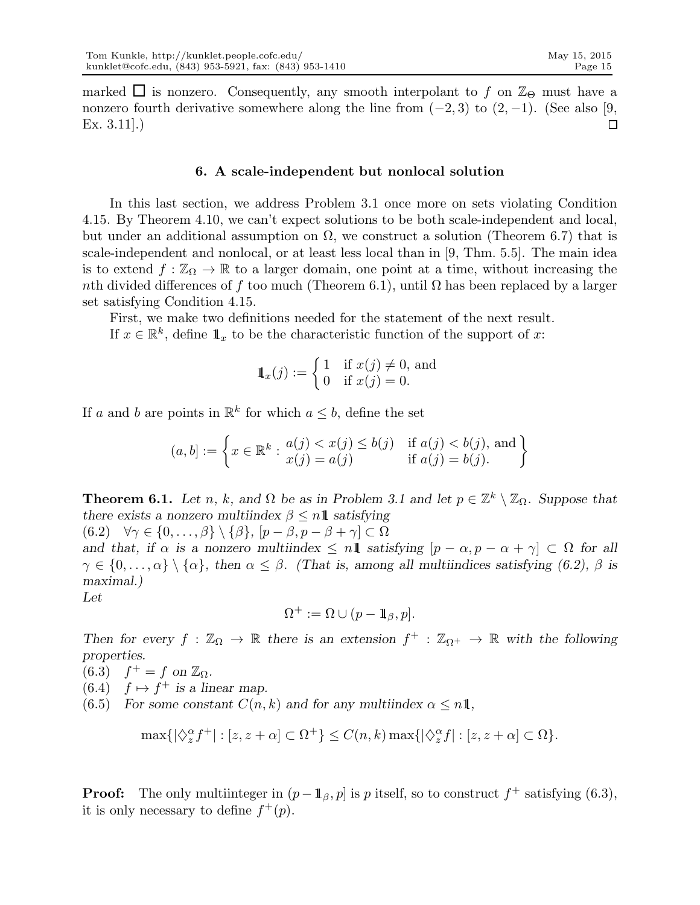marked $\square$ is nonzero. Consequently, any smooth interpolant to $f$ on $\mathbb{Z}_\Theta$ must have a nonzero fourth derivative somewhere along the line from $(-2, 3)$ to $(2, -1)$. (See also [9, Ex. 3.11].) $\square$

## 6. A scale-independent but nonlocal solution

In this last section, we address Problem 3.1 once more on sets violating Condition 4.15. By Theorem 4.10, we can't expect solutions to be both scale-independent and local, but under an additional assumption on $\Omega$, we construct a solution (Theorem 6.7) that is scale-independent and nonlocal, or at least less local than in [9, Thm. 5.5]. The main idea is to extend $f : \mathbb{Z}_\Omega \to \mathbb{R}$ to a larger domain, one point at a time, without increasing the $n$th divided differences of $f$ too much (Theorem 6.1), until $\Omega$ has been replaced by a larger set satisfying Condition 4.15.

First, we make two definitions needed for the statement of the next result.

If $x \in \mathbb{R}^k$, define $\mathbb{1}_x$ to be the characteristic function of the support of $x$:

$$\mathbb{1}_x(j) := \begin{cases} 1 & \text{if } x(j) \neq 0, \text{ and} \\ 0 & \text{if } x(j) = 0. \end{cases}$$

If $a$ and $b$ are points in $\mathbb{R}^k$ for which $a \leq b$, define the set

$$(a, b] := \left\{ x \in \mathbb{R}^k : \begin{array}{ll} a(j) < x(j) \leq b(j) & \text{if } a(j) < b(j), \text{ and} \\ x(j) = a(j) & \text{if } a(j) = b(j). \end{array} \right\}$$

**Theorem 6.1.** *Let $n$, $k$, and $\Omega$ be as in Problem 3.1 and let $p \in \mathbb{Z}^k \setminus \mathbb{Z}_\Omega$. Suppose that there exists a nonzero multiindex $\beta \leq n\mathbb{1}$ satisfying*

(6.2) $\quad \forall \gamma \in \{0, \ldots, \beta\} \setminus \{\beta\}, \ [p - \beta, p - \beta + \gamma] \subset \Omega$

*and that, if $\alpha$ is a nonzero multiindex $\leq n\mathbb{1}$ satisfying $[p - \alpha, p - \alpha + \gamma] \subset \Omega$ for all $\gamma \in \{0, \ldots, \alpha\} \setminus \{\alpha\}$, then $\alpha \leq \beta$. (That is, among all multiindices satisfying (6.2), $\beta$ is maximal.)*

*Let*

$$\Omega^+ := \Omega \cup (p - \mathbb{1}_\beta, p].$$

*Then for every $f : \mathbb{Z}_\Omega \to \mathbb{R}$ there is an extension $f^+ : \mathbb{Z}_{\Omega^+} \to \mathbb{R}$ with the following properties.*

(6.3) $\quad$ *$f^+ = f$ on $\mathbb{Z}_\Omega$.*

(6.4) $\quad$ *$f \mapsto f^+$ is a linear map.*

(6.5) $\quad$ *For some constant $C(n, k)$ and for any multiindex $\alpha \leq n\mathbb{1}$,*

$$\max\{|\lozenge_z^\alpha f^+| : [z, z + \alpha] \subset \Omega^+\} \leq C(n, k) \max\{|\lozenge_z^\alpha f| : [z, z + \alpha] \subset \Omega\}.$$

**Proof:** The only multiinteger in $(p - \mathbb{1}_\beta, p]$ is $p$ itself, so to construct $f^+$ satisfying (6.3), it is only necessary to define $f^+(p)$.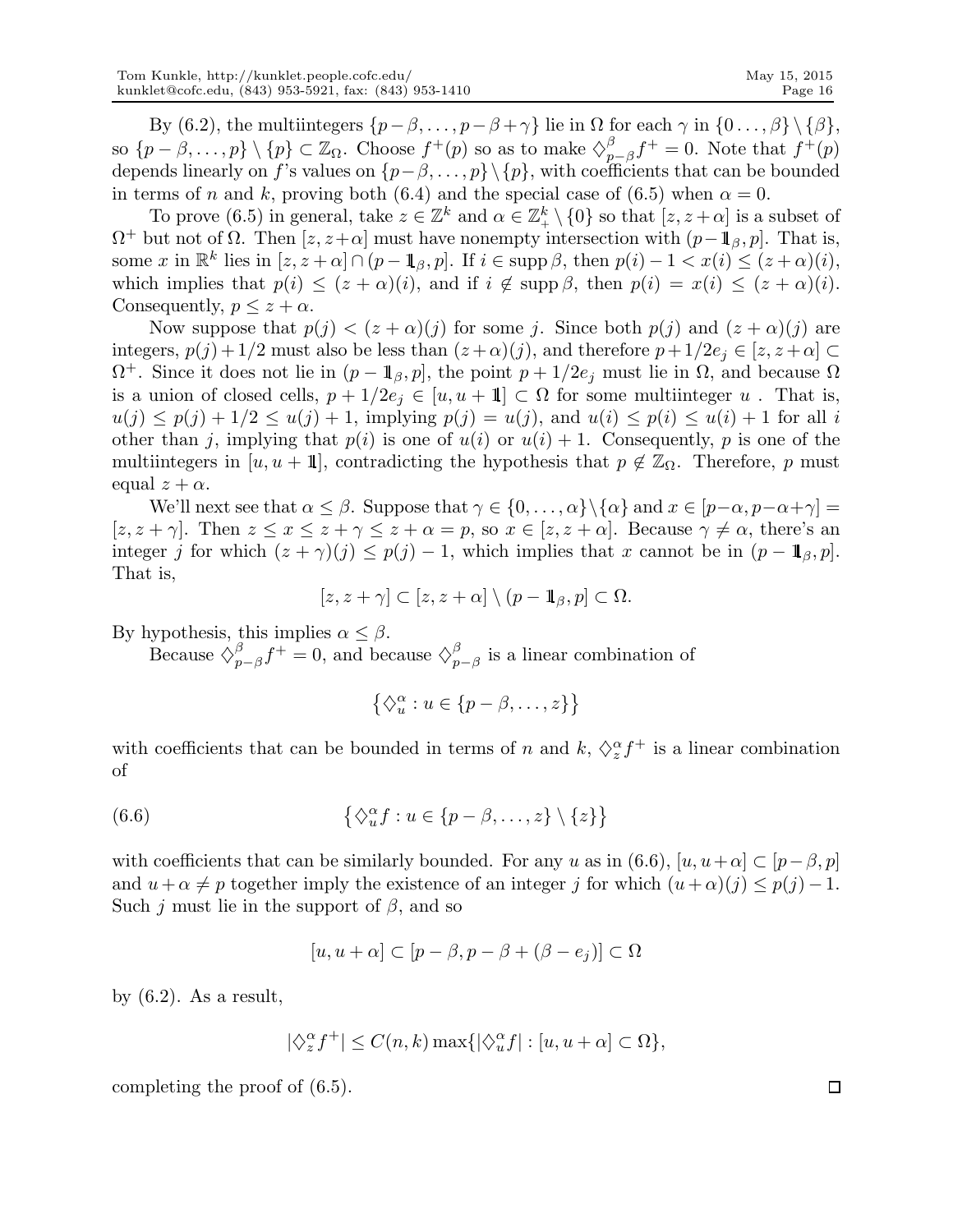By (6.2), the multiintegers $\{p-\beta, \ldots, p-\beta+\gamma\}$ lie in $\Omega$ for each $\gamma$ in $\{0\ldots,\beta\}\setminus\{\beta\}$, so $\{p-\beta,\ldots,p\}\setminus\{p\} \subset \mathbb{Z}_\Omega$. Choose $f^+(p)$ so as to make $\diamondsuit_{p-\beta}^{\beta} f^+ = 0$. Note that $f^+(p)$ depends linearly on $f$'s values on $\{p-\beta,\ldots,p\}\setminus\{p\}$, with coefficients that can be bounded in terms of $n$ and $k$, proving both (6.4) and the special case of (6.5) when $\alpha = 0$.

To prove (6.5) in general, take $z \in \mathbb{Z}^k$ and $\alpha \in \mathbb{Z}_+^k \setminus \{0\}$ so that $[z, z+\alpha]$ is a subset of $\Omega^+$ but not of $\Omega$. Then $[z, z+\alpha]$ must have nonempty intersection with $(p-\mathbb{1}_\beta, p]$. That is, some $x$ in $\mathbb{R}^k$ lies in $[z, z+\alpha]\cap(p-\mathbb{1}_\beta, p]$. If $i \in \operatorname{supp}\beta$, then $p(i)-1 < x(i) \le (z+\alpha)(i)$, which implies that $p(i) \le (z+\alpha)(i)$, and if $i \notin \operatorname{supp}\beta$, then $p(i) = x(i) \le (z+\alpha)(i)$. Consequently, $p \le z+\alpha$.

Now suppose that $p(j) < (z+\alpha)(j)$ for some $j$. Since both $p(j)$ and $(z+\alpha)(j)$ are integers, $p(j)+1/2$ must also be less than $(z+\alpha)(j)$, and therefore $p+1/2e_j \in [z, z+\alpha] \subset \Omega^+$. Since it does not lie in $(p-\mathbb{1}_\beta, p]$, the point $p+1/2e_j$ must lie in $\Omega$, and because $\Omega$ is a union of closed cells, $p+1/2e_j \in [u, u+\mathbb{1}] \subset \Omega$ for some multiinteger $u$ . That is, $u(j) \le p(j)+1/2 \le u(j)+1$, implying $p(j) = u(j)$, and $u(i) \le p(i) \le u(i)+1$ for all $i$ other than $j$, implying that $p(i)$ is one of $u(i)$ or $u(i)+1$. Consequently, $p$ is one of the multiintegers in $[u, u+\mathbb{1}]$, contradicting the hypothesis that $p \notin \mathbb{Z}_\Omega$. Therefore, $p$ must equal $z+\alpha$.

We'll next see that $\alpha \le \beta$. Suppose that $\gamma \in \{0,\ldots,\alpha\}\setminus\{\alpha\}$ and $x \in [p-\alpha, p-\alpha+\gamma] = [z, z+\gamma]$. Then $z \le x \le z+\gamma \le z+\alpha = p$, so $x \in [z, z+\alpha]$. Because $\gamma \ne \alpha$, there's an integer $j$ for which $(z+\gamma)(j) \le p(j)-1$, which implies that $x$ cannot be in $(p-\mathbb{1}_\beta, p]$. That is,

$$[z, z+\gamma] \subset [z, z+\alpha]\setminus(p-\mathbb{1}_\beta, p] \subset \Omega.$$

By hypothesis, this implies $\alpha \le \beta$.

Because $\diamondsuit_{p-\beta}^{\beta} f^+ = 0$, and because $\diamondsuit_{p-\beta}^{\beta}$ is a linear combination of

$$\left\{\diamondsuit_u^\alpha : u \in \{p-\beta,\ldots,z\}\right\}$$

with coefficients that can be bounded in terms of $n$ and $k$, $\diamondsuit_z^\alpha f^+$ is a linear combination of

$$\left\{\diamondsuit_u^\alpha f : u \in \{p-\beta,\ldots,z\}\setminus\{z\}\right\} \tag{6.6}$$

with coefficients that can be similarly bounded. For any $u$ as in (6.6), $[u, u+\alpha] \subset [p-\beta, p]$ and $u+\alpha \ne p$ together imply the existence of an integer $j$ for which $(u+\alpha)(j) \le p(j)-1$. Such $j$ must lie in the support of $\beta$, and so

$$[u, u+\alpha] \subset [p-\beta, p-\beta+(\beta-e_j)] \subset \Omega$$

by (6.2). As a result,

$$|\diamondsuit_z^\alpha f^+| \le C(n,k)\max\{|\diamondsuit_u^\alpha f| : [u, u+\alpha] \subset \Omega\},$$

completing the proof of (6.5). $\square$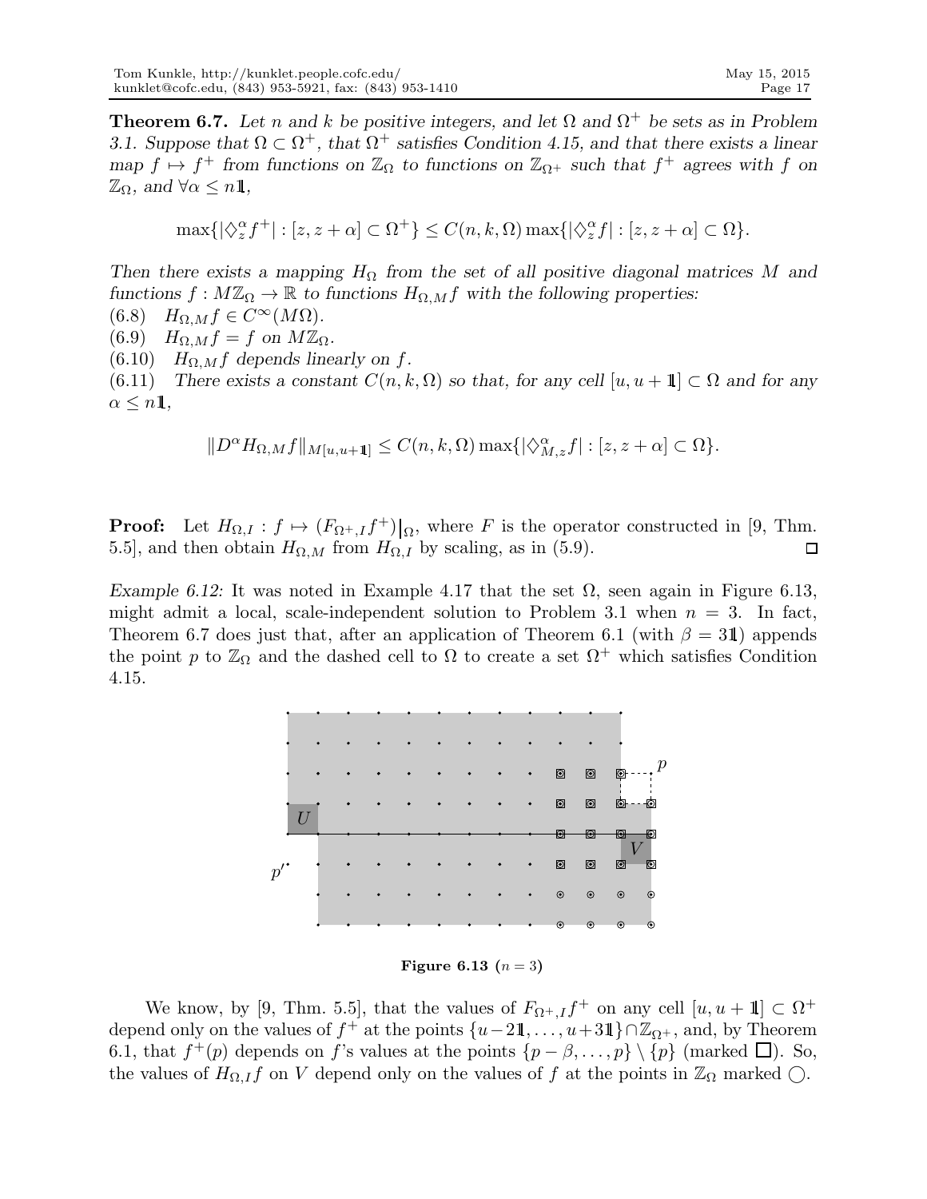**Theorem 6.7.** *Let $n$ and $k$ be positive integers, and let $\Omega$ and $\Omega^+$ be sets as in Problem 3.1. Suppose that $\Omega \subset \Omega^+$, that $\Omega^+$ satisfies Condition 4.15, and that there exists a linear map $f \mapsto f^+$ from functions on $\mathbb{Z}_\Omega$ to functions on $\mathbb{Z}_{\Omega^+}$ such that $f^+$ agrees with $f$ on $\mathbb{Z}_\Omega$, and $\forall \alpha \leq n\mathbb{1}$,*

$$\max\{|\diamondsuit_z^\alpha f^+| : [z, z+\alpha] \subset \Omega^+\} \leq C(n,k,\Omega) \max\{|\diamondsuit_z^\alpha f| : [z, z+\alpha] \subset \Omega\}.$$

*Then there exists a mapping $H_\Omega$ from the set of all positive diagonal matrices $M$ and functions $f : M\mathbb{Z}_\Omega \to \mathbb{R}$ to functions $H_{\Omega,M} f$ with the following properties:*
(6.8) $\quad H_{\Omega,M} f \in C^\infty(M\Omega)$.
(6.9) $\quad H_{\Omega,M} f = f$ *on* $M\mathbb{Z}_\Omega$.
(6.10) $\quad H_{\Omega,M} f$ *depends linearly on* $f$.
(6.11) $\quad$ *There exists a constant $C(n,k,\Omega)$ so that, for any cell $[u, u+\mathbb{1}] \subset \Omega$ and for any $\alpha \leq n\mathbb{1}$,*

$$\|D^\alpha H_{\Omega,M} f\|_{M[u,u+\mathbb{1}]} \leq C(n,k,\Omega) \max\{|\diamondsuit_{M,z}^\alpha f| : [z, z+\alpha] \subset \Omega\}.$$

**Proof:** Let $H_{\Omega,I} : f \mapsto (F_{\Omega^+,I} f^+)\big|_\Omega$, where $F$ is the operator constructed in [9, Thm. 5.5], and then obtain $H_{\Omega,M}$ from $H_{\Omega,I}$ by scaling, as in (5.9). $\square$

*Example 6.12:* It was noted in Example 4.17 that the set $\Omega$, seen again in Figure 6.13, might admit a local, scale-independent solution to Problem 3.1 when $n = 3$. In fact, Theorem 6.7 does just that, after an application of Theorem 6.1 (with $\beta = 3\mathbb{1}$) appends the point $p$ to $\mathbb{Z}_\Omega$ and the dashed cell to $\Omega$ to create a set $\Omega^+$ which satisfies Condition 4.15.

**Figure 6.13** ($n = 3$)

We know, by [9, Thm. 5.5], that the values of $F_{\Omega^+,I} f^+$ on any cell $[u, u+\mathbb{1}] \subset \Omega^+$ depend only on the values of $f^+$ at the points $\{u - 2\mathbb{1}, \ldots, u + 3\mathbb{1}\} \cap \mathbb{Z}_{\Omega^+}$, and, by Theorem 6.1, that $f^+(p)$ depends on $f$'s values at the points $\{p - \beta, \ldots, p\} \setminus \{p\}$ (marked $\square$). So, the values of $H_{\Omega,I} f$ on $V$ depend only on the values of $f$ at the points in $\mathbb{Z}_\Omega$ marked $\bigcirc$.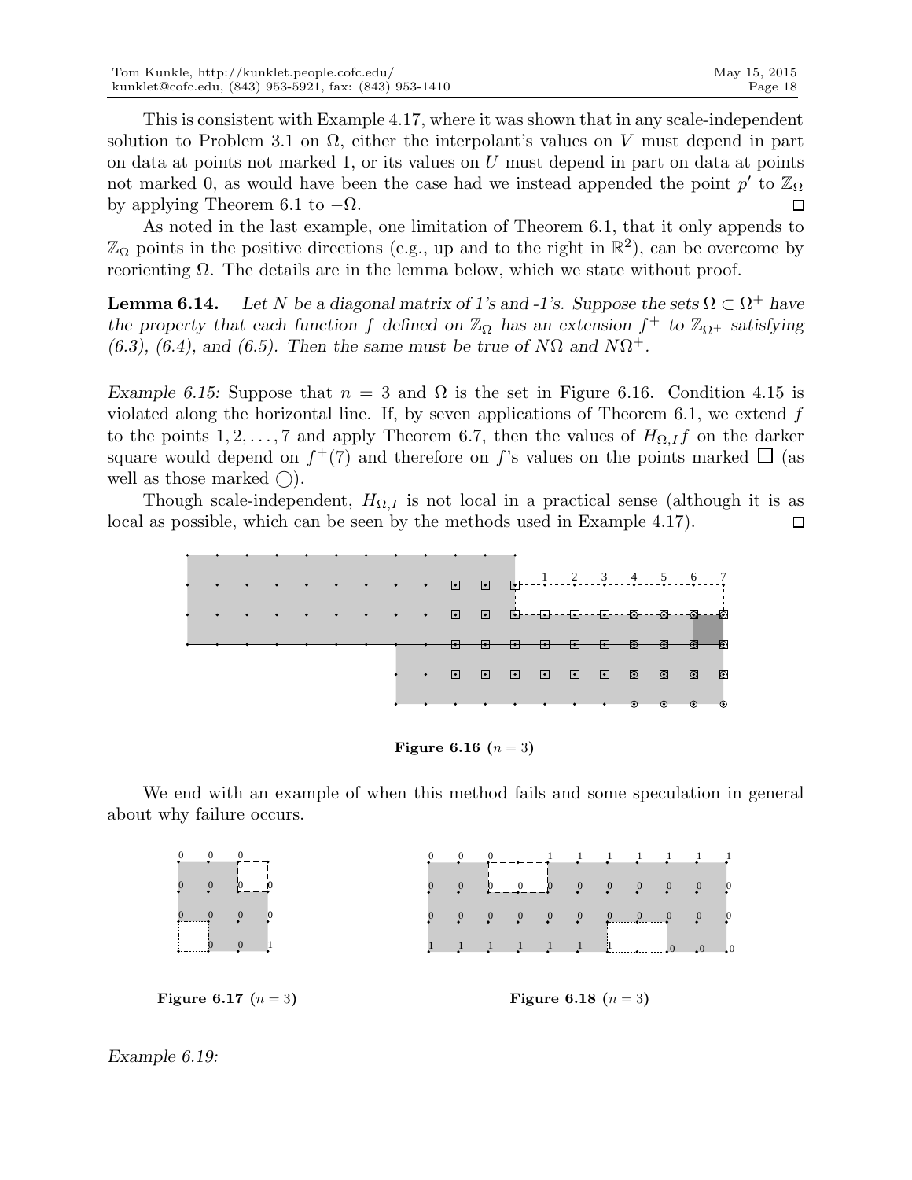This is consistent with Example 4.17, where it was shown that in any scale-independent solution to Problem 3.1 on $\Omega$, either the interpolant's values on $V$ must depend in part on data at points not marked 1, or its values on $U$ must depend in part on data at points not marked 0, as would have been the case had we instead appended the point $p'$ to $\mathbb{Z}_\Omega$ by applying Theorem 6.1 to $-\Omega$. □

As noted in the last example, one limitation of Theorem 6.1, that it only appends to $\mathbb{Z}_\Omega$ points in the positive directions (e.g., up and to the right in $\mathbb{R}^2$), can be overcome by reorienting $\Omega$. The details are in the lemma below, which we state without proof.

**Lemma 6.14.** *Let $N$ be a diagonal matrix of 1's and -1's. Suppose the sets $\Omega \subset \Omega^+$ have the property that each function $f$ defined on $\mathbb{Z}_\Omega$ has an extension $f^+$ to $\mathbb{Z}_{\Omega^+}$ satisfying (6.3), (6.4), and (6.5). Then the same must be true of $N\Omega$ and $N\Omega^+$.*

*Example 6.15:* Suppose that $n = 3$ and $\Omega$ is the set in Figure 6.16. Condition 4.15 is violated along the horizontal line. If, by seven applications of Theorem 6.1, we extend $f$ to the points $1, 2, \ldots, 7$ and apply Theorem 6.7, then the values of $H_{\Omega,I}f$ on the darker square would depend on $f^+(7)$ and therefore on $f$'s values on the points marked □ (as well as those marked ◯).

Though scale-independent, $H_{\Omega,I}$ is not local in a practical sense (although it is as local as possible, which can be seen by the methods used in Example 4.17). □

**Figure 6.16** ($n = 3$)

We end with an example of when this method fails and some speculation in general about why failure occurs.

**Figure 6.17** ($n = 3$)

**Figure 6.18** ($n = 3$)

*Example 6.19:*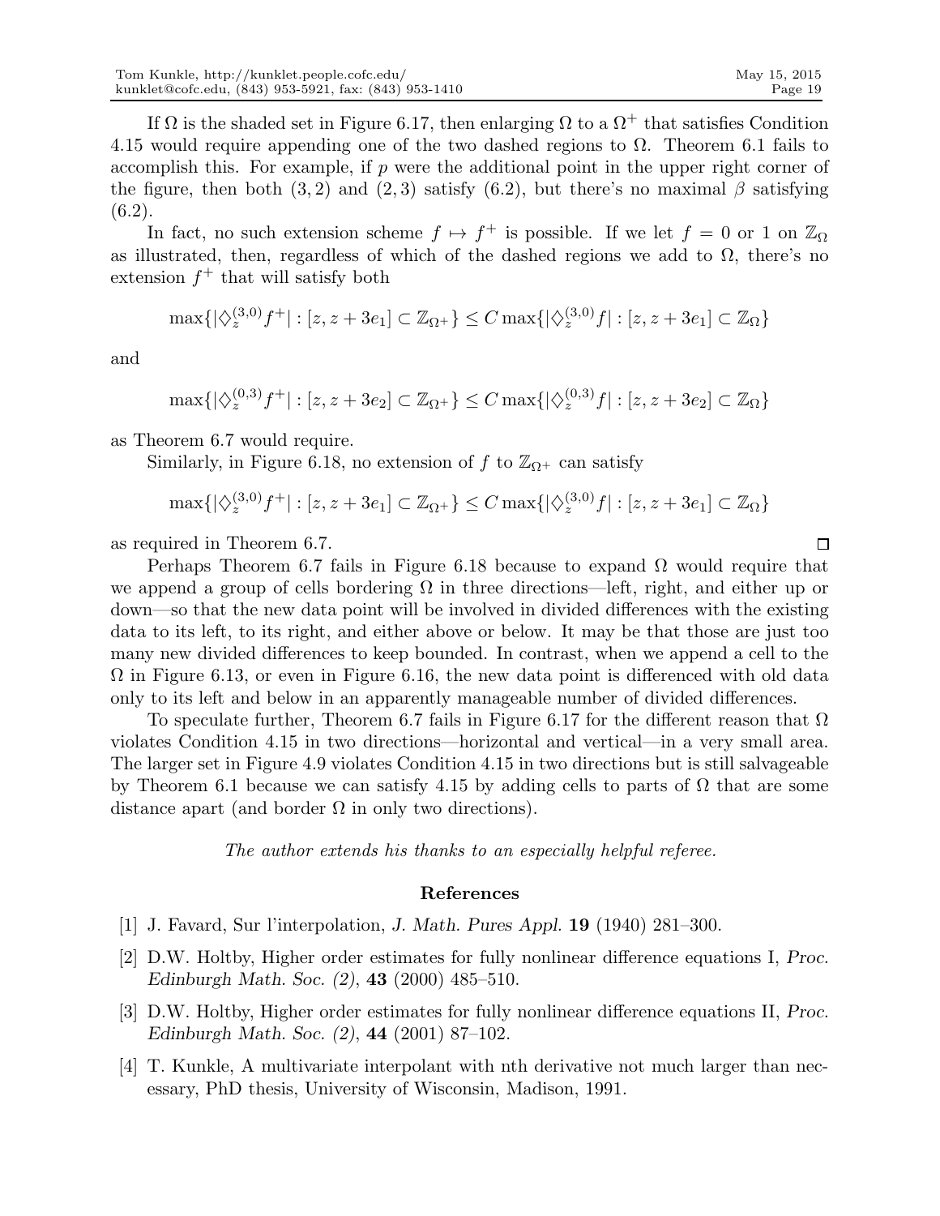If $\Omega$ is the shaded set in Figure 6.17, then enlarging $\Omega$ to a $\Omega^+$ that satisfies Condition 4.15 would require appending one of the two dashed regions to $\Omega$. Theorem 6.1 fails to accomplish this. For example, if $p$ were the additional point in the upper right corner of the figure, then both $(3,2)$ and $(2,3)$ satisfy (6.2), but there's no maximal $\beta$ satisfying (6.2).

In fact, no such extension scheme $f \mapsto f^+$ is possible. If we let $f = 0$ or 1 on $\mathbb{Z}_\Omega$ as illustrated, then, regardless of which of the dashed regions we add to $\Omega$, there's no extension $f^+$ that will satisfy both

$$\max\{|\diamondsuit_z^{(3,0)} f^+| : [z, z+3e_1] \subset \mathbb{Z}_{\Omega^+}\} \le C \max\{|\diamondsuit_z^{(3,0)} f| : [z, z+3e_1] \subset \mathbb{Z}_\Omega\}$$

and

$$\max\{|\diamondsuit_z^{(0,3)} f^+| : [z, z+3e_2] \subset \mathbb{Z}_{\Omega^+}\} \le C \max\{|\diamondsuit_z^{(0,3)} f| : [z, z+3e_2] \subset \mathbb{Z}_\Omega\}$$

as Theorem 6.7 would require.

Similarly, in Figure 6.18, no extension of $f$ to $\mathbb{Z}_{\Omega^+}$ can satisfy

$$\max\{|\diamondsuit_z^{(3,0)} f^+| : [z, z+3e_1] \subset \mathbb{Z}_{\Omega^+}\} \le C \max\{|\diamondsuit_z^{(3,0)} f| : [z, z+3e_1] \subset \mathbb{Z}_\Omega\}$$

as required in Theorem 6.7. $\square$

Perhaps Theorem 6.7 fails in Figure 6.18 because to expand $\Omega$ would require that we append a group of cells bordering $\Omega$ in three directions—left, right, and either up or down—so that the new data point will be involved in divided differences with the existing data to its left, to its right, and either above or below. It may be that those are just too many new divided differences to keep bounded. In contrast, when we append a cell to the $\Omega$ in Figure 6.13, or even in Figure 6.16, the new data point is differenced with old data only to its left and below in an apparently manageable number of divided differences.

To speculate further, Theorem 6.7 fails in Figure 6.17 for the different reason that $\Omega$ violates Condition 4.15 in two directions—horizontal and vertical—in a very small area. The larger set in Figure 4.9 violates Condition 4.15 in two directions but is still salvageable by Theorem 6.1 because we can satisfy 4.15 by adding cells to parts of $\Omega$ that are some distance apart (and border $\Omega$ in only two directions).

*The author extends his thanks to an especially helpful referee.*

## References

[1] J. Favard, Sur l'interpolation, *J. Math. Pures Appl.* **19** (1940) 281–300.

[2] D.W. Holtby, Higher order estimates for fully nonlinear difference equations I, *Proc. Edinburgh Math. Soc. (2)*, **43** (2000) 485–510.

[3] D.W. Holtby, Higher order estimates for fully nonlinear difference equations II, *Proc. Edinburgh Math. Soc. (2)*, **44** (2001) 87–102.

[4] T. Kunkle, A multivariate interpolant with nth derivative not much larger than necessary, PhD thesis, University of Wisconsin, Madison, 1991.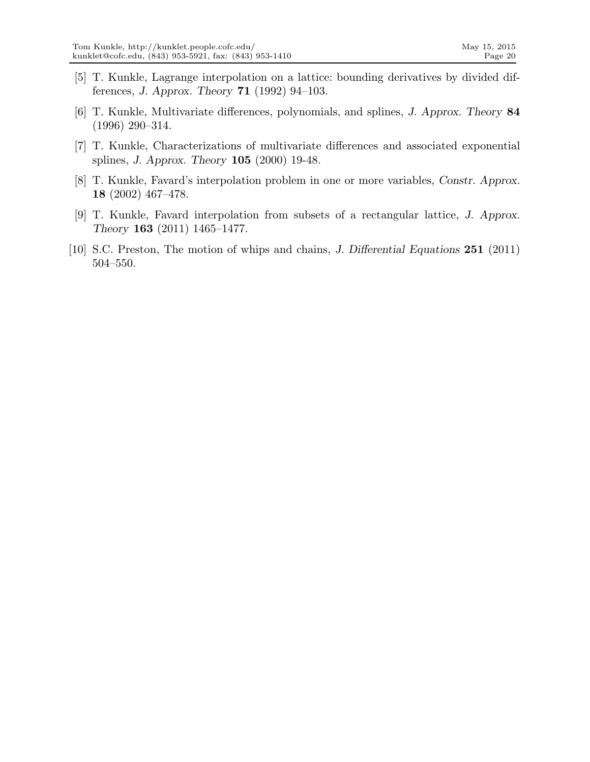[5] T. Kunkle, Lagrange interpolation on a lattice: bounding derivatives by divided differences, *J. Approx. Theory* **71** (1992) 94–103.

[6] T. Kunkle, Multivariate differences, polynomials, and splines, *J. Approx. Theory* **84** (1996) 290–314.

[7] T. Kunkle, Characterizations of multivariate differences and associated exponential splines, *J. Approx. Theory* **105** (2000) 19-48.

[8] T. Kunkle, Favard's interpolation problem in one or more variables, *Constr. Approx.* **18** (2002) 467–478.

[9] T. Kunkle, Favard interpolation from subsets of a rectangular lattice, *J. Approx. Theory* **163** (2011) 1465–1477.

[10] S.C. Preston, The motion of whips and chains, *J. Differential Equations* **251** (2011) 504–550.